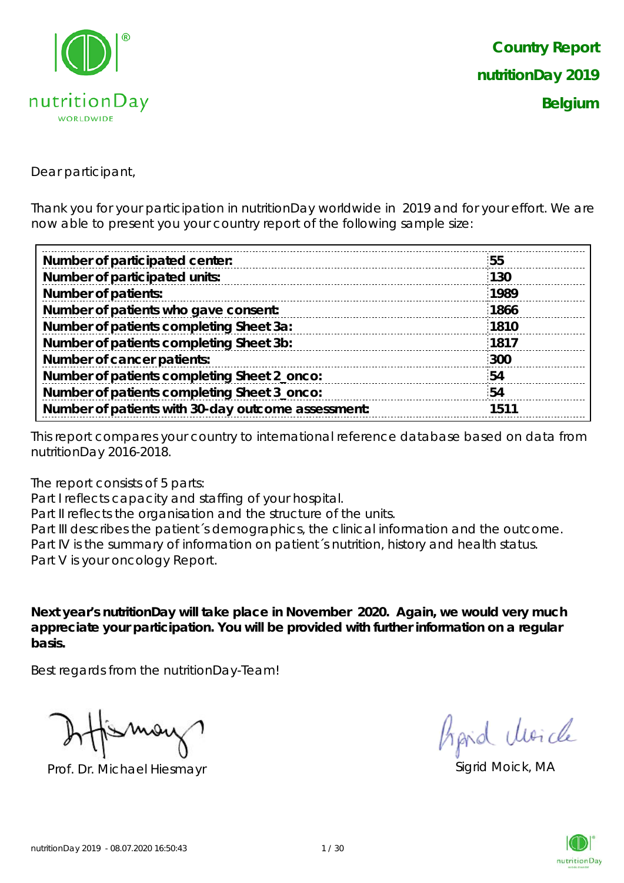# Country Report
# nutritionDay 2019
# Belgium

Dear participant,

Thank you for your participation in nutritionDay worldwide in 2019 and for your effort. We are now able to present you your country report of the following sample size:

| | |
|---|---|
| **Number of participated center:** | **55** |
| **Number of participated units:** | **130** |
| **Number of patients:** | **1989** |
| **Number of patients who gave consent:** | **1866** |
| **Number of patients completing Sheet 3a:** | **1810** |
| **Number of patients completing Sheet 3b:** | **1817** |
| **Number of cancer patients:** | **300** |
| **Number of patients completing Sheet 2_onco:** | **54** |
| **Number of patients completing Sheet 3_onco:** | **54** |
| **Number of patients with 30-day outcome assessment:** | **1511** |

This report compares your country to international reference database based on data from nutritionDay 2016-2018.

The report consists of 5 parts:
Part I reflects capacity and staffing of your hospital.
Part II reflects the organisation and the structure of the units.
Part III describes the patient´s demographics, the clinical information and the outcome.
Part IV is the summary of information on patient´s nutrition, history and health status.
Part V is your oncology Report.

**Next year's nutritionDay will take place in November 2020. Again, we would very much appreciate your participation. You will be provided with further information on a regular basis.**

Best regards from the nutritionDay-Team!

Prof. Dr. Michael Hiesmayr

Sigrid Moick, MA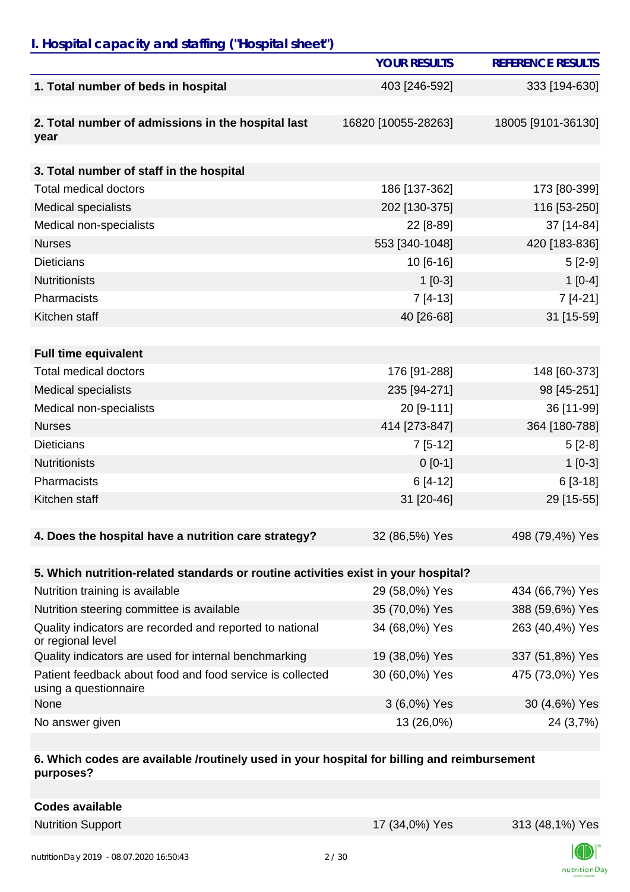## I. Hospital capacity and staffing ("Hospital sheet")

| | YOUR RESULTS | REFERENCE RESULTS |
|---|---|---|
| **1. Total number of beds in hospital** | 403 [246-592] | 333 [194-630] |
| **2. Total number of admissions in the hospital last year** | 16820 [10055-28263] | 18005 [9101-36130] |
| **3. Total number of staff in the hospital** | | |
| Total medical doctors | 186 [137-362] | 173 [80-399] |
| Medical specialists | 202 [130-375] | 116 [53-250] |
| Medical non-specialists | 22 [8-89] | 37 [14-84] |
| Nurses | 553 [340-1048] | 420 [183-836] |
| Dieticians | 10 [6-16] | 5 [2-9] |
| Nutritionists | 1 [0-3] | 1 [0-4] |
| Pharmacists | 7 [4-13] | 7 [4-21] |
| Kitchen staff | 40 [26-68] | 31 [15-59] |
| **Full time equivalent** | | |
| Total medical doctors | 176 [91-288] | 148 [60-373] |
| Medical specialists | 235 [94-271] | 98 [45-251] |
| Medical non-specialists | 20 [9-111] | 36 [11-99] |
| Nurses | 414 [273-847] | 364 [180-788] |
| Dieticians | 7 [5-12] | 5 [2-8] |
| Nutritionists | 0 [0-1] | 1 [0-3] |
| Pharmacists | 6 [4-12] | 6 [3-18] |
| Kitchen staff | 31 [20-46] | 29 [15-55] |
| **4. Does the hospital have a nutrition care strategy?** | 32 (86,5%) Yes | 498 (79,4%) Yes |
| **5. Which nutrition-related standards or routine activities exist in your hospital?** | | |
| Nutrition training is available | 29 (58,0%) Yes | 434 (66,7%) Yes |
| Nutrition steering committee is available | 35 (70,0%) Yes | 388 (59,6%) Yes |
| Quality indicators are recorded and reported to national or regional level | 34 (68,0%) Yes | 263 (40,4%) Yes |
| Quality indicators are used for internal benchmarking | 19 (38,0%) Yes | 337 (51,8%) Yes |
| Patient feedback about food and food service is collected using a questionnaire | 30 (60,0%) Yes | 475 (73,0%) Yes |
| None | 3 (6,0%) Yes | 30 (4,6%) Yes |
| No answer given | 13 (26,0%) | 24 (3,7%) |
| **6. Which codes are available /routinely used in your hospital for billing and reimbursement purposes?** | | |
| **Codes available** | | |
| Nutrition Support | 17 (34,0%) Yes | 313 (48,1%) Yes |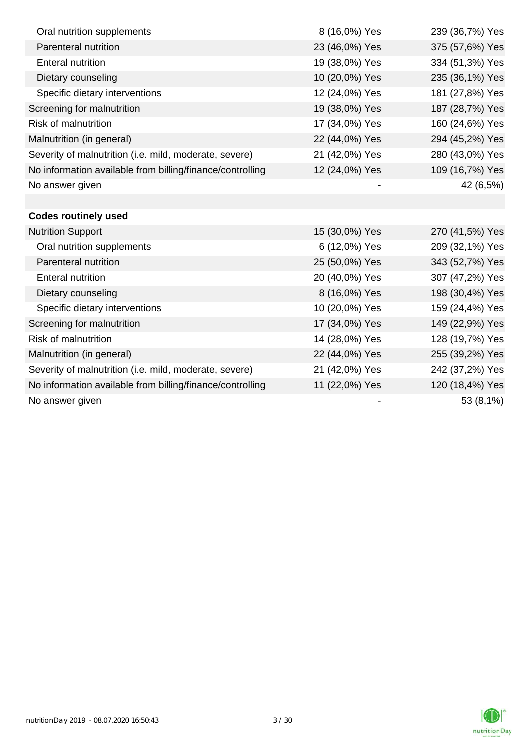| | | |
|---|---|---|
| Oral nutrition supplements | 8 (16,0%) Yes | 239 (36,7%) Yes |
| Parenteral nutrition | 23 (46,0%) Yes | 375 (57,6%) Yes |
| Enteral nutrition | 19 (38,0%) Yes | 334 (51,3%) Yes |
| Dietary counseling | 10 (20,0%) Yes | 235 (36,1%) Yes |
| Specific dietary interventions | 12 (24,0%) Yes | 181 (27,8%) Yes |
| Screening for malnutrition | 19 (38,0%) Yes | 187 (28,7%) Yes |
| Risk of malnutrition | 17 (34,0%) Yes | 160 (24,6%) Yes |
| Malnutrition (in general) | 22 (44,0%) Yes | 294 (45,2%) Yes |
| Severity of malnutrition (i.e. mild, moderate, severe) | 21 (42,0%) Yes | 280 (43,0%) Yes |
| No information available from billing/finance/controlling | 12 (24,0%) Yes | 109 (16,7%) Yes |
| No answer given | - | 42 (6,5%) |
| | | |
| **Codes routinely used** | | |
| Nutrition Support | 15 (30,0%) Yes | 270 (41,5%) Yes |
| Oral nutrition supplements | 6 (12,0%) Yes | 209 (32,1%) Yes |
| Parenteral nutrition | 25 (50,0%) Yes | 343 (52,7%) Yes |
| Enteral nutrition | 20 (40,0%) Yes | 307 (47,2%) Yes |
| Dietary counseling | 8 (16,0%) Yes | 198 (30,4%) Yes |
| Specific dietary interventions | 10 (20,0%) Yes | 159 (24,4%) Yes |
| Screening for malnutrition | 17 (34,0%) Yes | 149 (22,9%) Yes |
| Risk of malnutrition | 14 (28,0%) Yes | 128 (19,7%) Yes |
| Malnutrition (in general) | 22 (44,0%) Yes | 255 (39,2%) Yes |
| Severity of malnutrition (i.e. mild, moderate, severe) | 21 (42,0%) Yes | 242 (37,2%) Yes |
| No information available from billing/finance/controlling | 11 (22,0%) Yes | 120 (18,4%) Yes |
| No answer given | - | 53 (8,1%) |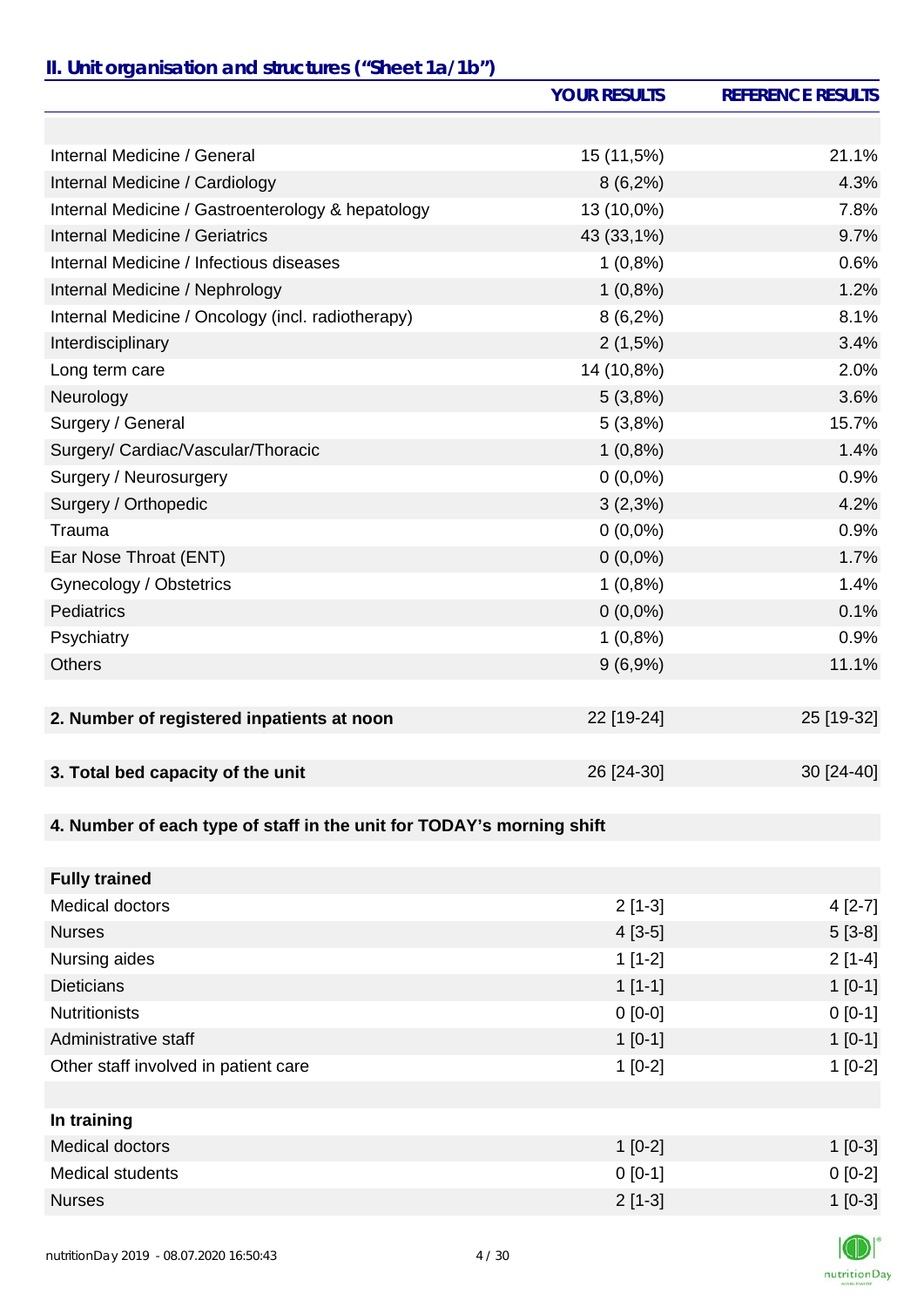## II. Unit organisation and structures ("Sheet 1a/1b")

| | YOUR RESULTS | REFERENCE RESULTS |
|---|---|---|
| | | |
| Internal Medicine / General | 15 (11,5%) | 21.1% |
| Internal Medicine / Cardiology | 8 (6,2%) | 4.3% |
| Internal Medicine / Gastroenterology & hepatology | 13 (10,0%) | 7.8% |
| Internal Medicine / Geriatrics | 43 (33,1%) | 9.7% |
| Internal Medicine / Infectious diseases | 1 (0,8%) | 0.6% |
| Internal Medicine / Nephrology | 1 (0,8%) | 1.2% |
| Internal Medicine / Oncology (incl. radiotherapy) | 8 (6,2%) | 8.1% |
| Interdisciplinary | 2 (1,5%) | 3.4% |
| Long term care | 14 (10,8%) | 2.0% |
| Neurology | 5 (3,8%) | 3.6% |
| Surgery / General | 5 (3,8%) | 15.7% |
| Surgery/ Cardiac/Vascular/Thoracic | 1 (0,8%) | 1.4% |
| Surgery / Neurosurgery | 0 (0,0%) | 0.9% |
| Surgery / Orthopedic | 3 (2,3%) | 4.2% |
| Trauma | 0 (0,0%) | 0.9% |
| Ear Nose Throat (ENT) | 0 (0,0%) | 1.7% |
| Gynecology / Obstetrics | 1 (0,8%) | 1.4% |
| Pediatrics | 0 (0,0%) | 0.1% |
| Psychiatry | 1 (0,8%) | 0.9% |
| Others | 9 (6,9%) | 11.1% |
| | | |
| **2. Number of registered inpatients at noon** | 22 [19-24] | 25 [19-32] |
| | | |
| **3. Total bed capacity of the unit** | 26 [24-30] | 30 [24-40] |
| | | |
| **4. Number of each type of staff in the unit for TODAY's morning shift** | | |
| | | |
| **Fully trained** | | |
| Medical doctors | 2 [1-3] | 4 [2-7] |
| Nurses | 4 [3-5] | 5 [3-8] |
| Nursing aides | 1 [1-2] | 2 [1-4] |
| Dieticians | 1 [1-1] | 1 [0-1] |
| Nutritionists | 0 [0-0] | 0 [0-1] |
| Administrative staff | 1 [0-1] | 1 [0-1] |
| Other staff involved in patient care | 1 [0-2] | 1 [0-2] |
| | | |
| **In training** | | |
| Medical doctors | 1 [0-2] | 1 [0-3] |
| Medical students | 0 [0-1] | 0 [0-2] |
| Nurses | 2 [1-3] | 1 [0-3] |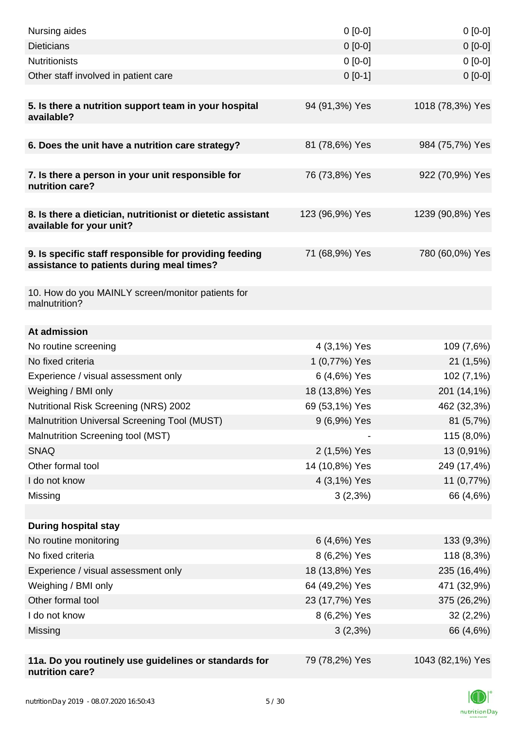| | | |
|---|---|---|
| Nursing aides | 0 [0-0] | 0 [0-0] |
| Dieticians | 0 [0-0] | 0 [0-0] |
| Nutritionists | 0 [0-0] | 0 [0-0] |
| Other staff involved in patient care | 0 [0-1] | 0 [0-0] |
| | | |
| **5. Is there a nutrition support team in your hospital available?** | 94 (91,3%) Yes | 1018 (78,3%) Yes |
| | | |
| **6. Does the unit have a nutrition care strategy?** | 81 (78,6%) Yes | 984 (75,7%) Yes |
| | | |
| **7. Is there a person in your unit responsible for nutrition care?** | 76 (73,8%) Yes | 922 (70,9%) Yes |
| | | |
| **8. Is there a dietician, nutritionist or dietetic assistant available for your unit?** | 123 (96,9%) Yes | 1239 (90,8%) Yes |
| | | |
| **9. Is specific staff responsible for providing feeding assistance to patients during meal times?** | 71 (68,9%) Yes | 780 (60,0%) Yes |
| | | |
| 10. How do you MAINLY screen/monitor patients for malnutrition? | | |
| | | |
| **At admission** | | |
| No routine screening | 4 (3,1%) Yes | 109 (7,6%) |
| No fixed criteria | 1 (0,77%) Yes | 21 (1,5%) |
| Experience / visual assessment only | 6 (4,6%) Yes | 102 (7,1%) |
| Weighing / BMI only | 18 (13,8%) Yes | 201 (14,1%) |
| Nutritional Risk Screening (NRS) 2002 | 69 (53,1%) Yes | 462 (32,3%) |
| Malnutrition Universal Screening Tool (MUST) | 9 (6,9%) Yes | 81 (5,7%) |
| Malnutrition Screening tool (MST) | - | 115 (8,0%) |
| SNAQ | 2 (1,5%) Yes | 13 (0,91%) |
| Other formal tool | 14 (10,8%) Yes | 249 (17,4%) |
| I do not know | 4 (3,1%) Yes | 11 (0,77%) |
| Missing | 3 (2,3%) | 66 (4,6%) |
| | | |
| **During hospital stay** | | |
| No routine monitoring | 6 (4,6%) Yes | 133 (9,3%) |
| No fixed criteria | 8 (6,2%) Yes | 118 (8,3%) |
| Experience / visual assessment only | 18 (13,8%) Yes | 235 (16,4%) |
| Weighing / BMI only | 64 (49,2%) Yes | 471 (32,9%) |
| Other formal tool | 23 (17,7%) Yes | 375 (26,2%) |
| I do not know | 8 (6,2%) Yes | 32 (2,2%) |
| Missing | 3 (2,3%) | 66 (4,6%) |
| | | |
| **11a. Do you routinely use guidelines or standards for nutrition care?** | 79 (78,2%) Yes | 1043 (82,1%) Yes |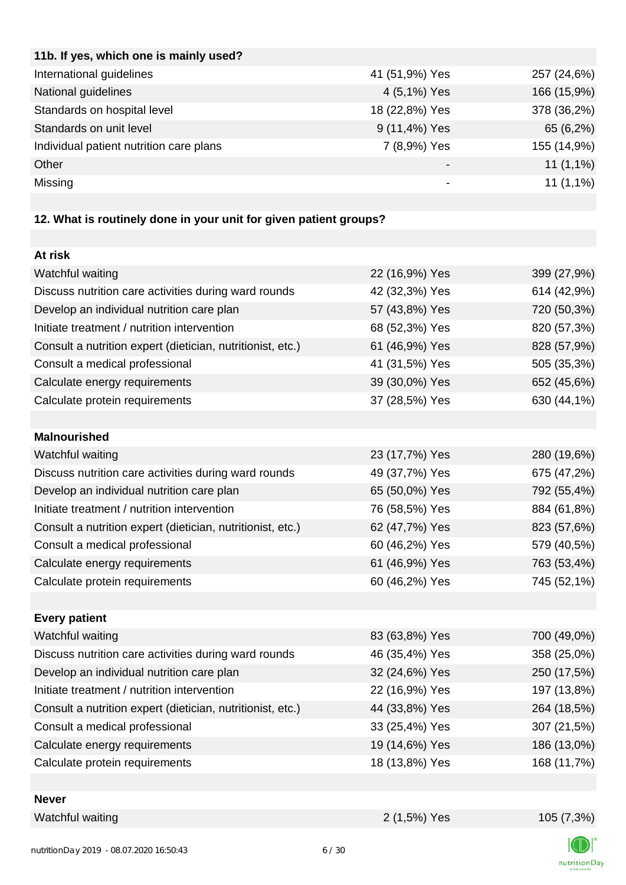| 11b. If yes, which one is mainly used? | | |
|---|---|---|
| International guidelines | 41 (51,9%) Yes | 257 (24,6%) |
| National guidelines | 4 (5,1%) Yes | 166 (15,9%) |
| Standards on hospital level | 18 (22,8%) Yes | 378 (36,2%) |
| Standards on unit level | 9 (11,4%) Yes | 65 (6,2%) |
| Individual patient nutrition care plans | 7 (8,9%) Yes | 155 (14,9%) |
| Other | - | 11 (1,1%) |
| Missing | - | 11 (1,1%) |

**12. What is routinely done in your unit for given patient groups?**

| **At risk** | | |
|---|---|---|
| Watchful waiting | 22 (16,9%) Yes | 399 (27,9%) |
| Discuss nutrition care activities during ward rounds | 42 (32,3%) Yes | 614 (42,9%) |
| Develop an individual nutrition care plan | 57 (43,8%) Yes | 720 (50,3%) |
| Initiate treatment / nutrition intervention | 68 (52,3%) Yes | 820 (57,3%) |
| Consult a nutrition expert (dietician, nutritionist, etc.) | 61 (46,9%) Yes | 828 (57,9%) |
| Consult a medical professional | 41 (31,5%) Yes | 505 (35,3%) |
| Calculate energy requirements | 39 (30,0%) Yes | 652 (45,6%) |
| Calculate protein requirements | 37 (28,5%) Yes | 630 (44,1%) |
| | | |
| **Malnourished** | | |
| Watchful waiting | 23 (17,7%) Yes | 280 (19,6%) |
| Discuss nutrition care activities during ward rounds | 49 (37,7%) Yes | 675 (47,2%) |
| Develop an individual nutrition care plan | 65 (50,0%) Yes | 792 (55,4%) |
| Initiate treatment / nutrition intervention | 76 (58,5%) Yes | 884 (61,8%) |
| Consult a nutrition expert (dietician, nutritionist, etc.) | 62 (47,7%) Yes | 823 (57,6%) |
| Consult a medical professional | 60 (46,2%) Yes | 579 (40,5%) |
| Calculate energy requirements | 61 (46,9%) Yes | 763 (53,4%) |
| Calculate protein requirements | 60 (46,2%) Yes | 745 (52,1%) |
| | | |
| **Every patient** | | |
| Watchful waiting | 83 (63,8%) Yes | 700 (49,0%) |
| Discuss nutrition care activities during ward rounds | 46 (35,4%) Yes | 358 (25,0%) |
| Develop an individual nutrition care plan | 32 (24,6%) Yes | 250 (17,5%) |
| Initiate treatment / nutrition intervention | 22 (16,9%) Yes | 197 (13,8%) |
| Consult a nutrition expert (dietician, nutritionist, etc.) | 44 (33,8%) Yes | 264 (18,5%) |
| Consult a medical professional | 33 (25,4%) Yes | 307 (21,5%) |
| Calculate energy requirements | 19 (14,6%) Yes | 186 (13,0%) |
| Calculate protein requirements | 18 (13,8%) Yes | 168 (11,7%) |
| | | |
| **Never** | | |
| Watchful waiting | 2 (1,5%) Yes | 105 (7,3%) |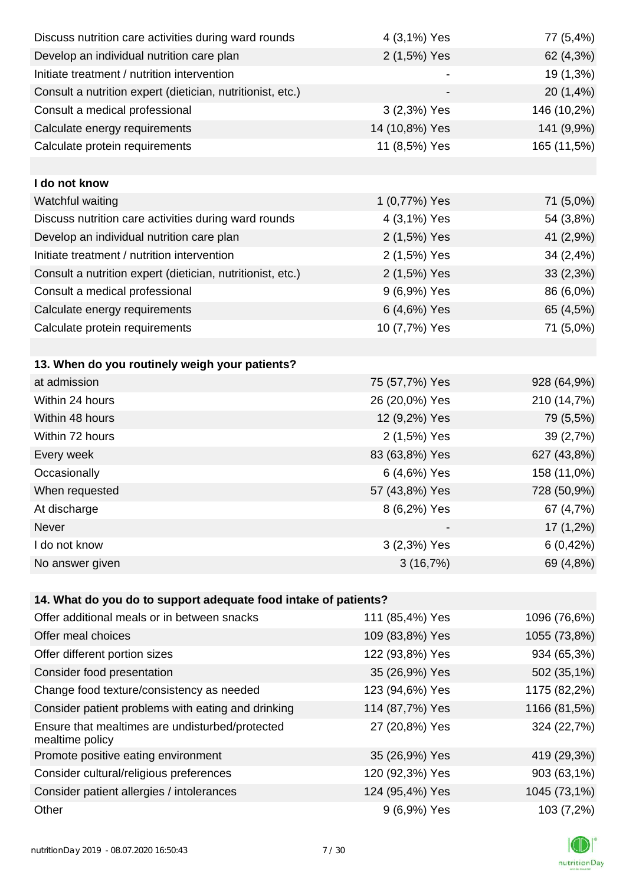| | | |
|---|---|---|
| Discuss nutrition care activities during ward rounds | 4 (3,1%) Yes | 77 (5,4%) |
| Develop an individual nutrition care plan | 2 (1,5%) Yes | 62 (4,3%) |
| Initiate treatment / nutrition intervention | - | 19 (1,3%) |
| Consult a nutrition expert (dietician, nutritionist, etc.) | - | 20 (1,4%) |
| Consult a medical professional | 3 (2,3%) Yes | 146 (10,2%) |
| Calculate energy requirements | 14 (10,8%) Yes | 141 (9,9%) |
| Calculate protein requirements | 11 (8,5%) Yes | 165 (11,5%) |
| | | |
| **I do not know** | | |
| Watchful waiting | 1 (0,77%) Yes | 71 (5,0%) |
| Discuss nutrition care activities during ward rounds | 4 (3,1%) Yes | 54 (3,8%) |
| Develop an individual nutrition care plan | 2 (1,5%) Yes | 41 (2,9%) |
| Initiate treatment / nutrition intervention | 2 (1,5%) Yes | 34 (2,4%) |
| Consult a nutrition expert (dietician, nutritionist, etc.) | 2 (1,5%) Yes | 33 (2,3%) |
| Consult a medical professional | 9 (6,9%) Yes | 86 (6,0%) |
| Calculate energy requirements | 6 (4,6%) Yes | 65 (4,5%) |
| Calculate protein requirements | 10 (7,7%) Yes | 71 (5,0%) |
| | | |
| **13. When do you routinely weigh your patients?** | | |
| at admission | 75 (57,7%) Yes | 928 (64,9%) |
| Within 24 hours | 26 (20,0%) Yes | 210 (14,7%) |
| Within 48 hours | 12 (9,2%) Yes | 79 (5,5%) |
| Within 72 hours | 2 (1,5%) Yes | 39 (2,7%) |
| Every week | 83 (63,8%) Yes | 627 (43,8%) |
| Occasionally | 6 (4,6%) Yes | 158 (11,0%) |
| When requested | 57 (43,8%) Yes | 728 (50,9%) |
| At discharge | 8 (6,2%) Yes | 67 (4,7%) |
| Never | - | 17 (1,2%) |
| I do not know | 3 (2,3%) Yes | 6 (0,42%) |
| No answer given | 3 (16,7%) | 69 (4,8%) |
| | | |
| **14. What do you do to support adequate food intake of patients?** | | |
| Offer additional meals or in between snacks | 111 (85,4%) Yes | 1096 (76,6%) |
| Offer meal choices | 109 (83,8%) Yes | 1055 (73,8%) |
| Offer different portion sizes | 122 (93,8%) Yes | 934 (65,3%) |
| Consider food presentation | 35 (26,9%) Yes | 502 (35,1%) |
| Change food texture/consistency as needed | 123 (94,6%) Yes | 1175 (82,2%) |
| Consider patient problems with eating and drinking | 114 (87,7%) Yes | 1166 (81,5%) |
| Ensure that mealtimes are undisturbed/protected mealtime policy | 27 (20,8%) Yes | 324 (22,7%) |
| Promote positive eating environment | 35 (26,9%) Yes | 419 (29,3%) |
| Consider cultural/religious preferences | 120 (92,3%) Yes | 903 (63,1%) |
| Consider patient allergies / intolerances | 124 (95,4%) Yes | 1045 (73,1%) |
| Other | 9 (6,9%) Yes | 103 (7,2%) |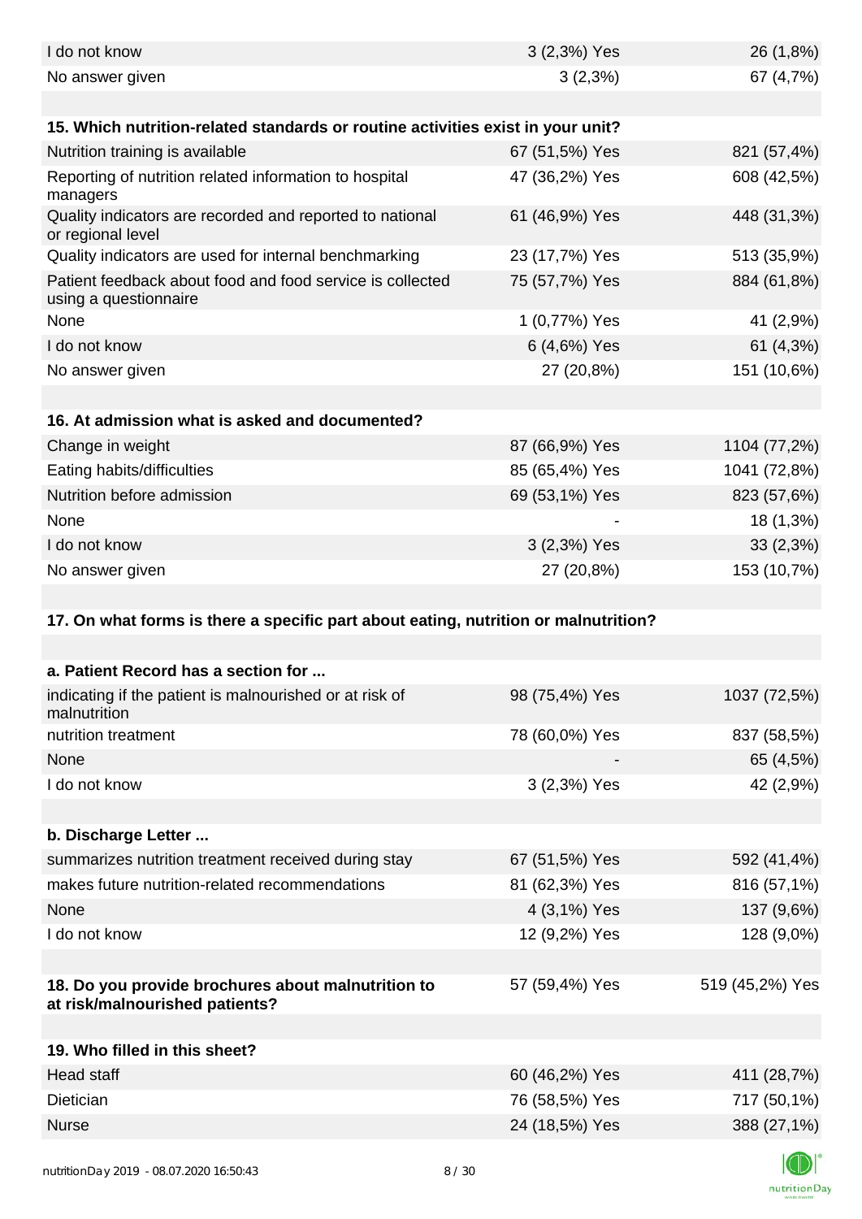| | | |
|---|---|---|
| I do not know | 3 (2,3%) Yes | 26 (1,8%) |
| No answer given | 3 (2,3%) | 67 (4,7%) |

| **15. Which nutrition-related standards or routine activities exist in your unit?** | | |
|---|---|---|
| Nutrition training is available | 67 (51,5%) Yes | 821 (57,4%) |
| Reporting of nutrition related information to hospital managers | 47 (36,2%) Yes | 608 (42,5%) |
| Quality indicators are recorded and reported to national or regional level | 61 (46,9%) Yes | 448 (31,3%) |
| Quality indicators are used for internal benchmarking | 23 (17,7%) Yes | 513 (35,9%) |
| Patient feedback about food and food service is collected using a questionnaire | 75 (57,7%) Yes | 884 (61,8%) |
| None | 1 (0,77%) Yes | 41 (2,9%) |
| I do not know | 6 (4,6%) Yes | 61 (4,3%) |
| No answer given | 27 (20,8%) | 151 (10,6%) |

| **16. At admission what is asked and documented?** | | |
|---|---|---|
| Change in weight | 87 (66,9%) Yes | 1104 (77,2%) |
| Eating habits/difficulties | 85 (65,4%) Yes | 1041 (72,8%) |
| Nutrition before admission | 69 (53,1%) Yes | 823 (57,6%) |
| None | - | 18 (1,3%) |
| I do not know | 3 (2,3%) Yes | 33 (2,3%) |
| No answer given | 27 (20,8%) | 153 (10,7%) |

**17. On what forms is there a specific part about eating, nutrition or malnutrition?**

| **a. Patient Record has a section for ...** | | |
|---|---|---|
| indicating if the patient is malnourished or at risk of malnutrition | 98 (75,4%) Yes | 1037 (72,5%) |
| nutrition treatment | 78 (60,0%) Yes | 837 (58,5%) |
| None | - | 65 (4,5%) |
| I do not know | 3 (2,3%) Yes | 42 (2,9%) |

| **b. Discharge Letter ...** | | |
|---|---|---|
| summarizes nutrition treatment received during stay | 67 (51,5%) Yes | 592 (41,4%) |
| makes future nutrition-related recommendations | 81 (62,3%) Yes | 816 (57,1%) |
| None | 4 (3,1%) Yes | 137 (9,6%) |
| I do not know | 12 (9,2%) Yes | 128 (9,0%) |

| | | |
|---|---|---|
| **18. Do you provide brochures about malnutrition to at risk/malnourished patients?** | 57 (59,4%) Yes | 519 (45,2%) Yes |

| **19. Who filled in this sheet?** | | |
|---|---|---|
| Head staff | 60 (46,2%) Yes | 411 (28,7%) |
| Dietician | 76 (58,5%) Yes | 717 (50,1%) |
| Nurse | 24 (18,5%) Yes | 388 (27,1%) |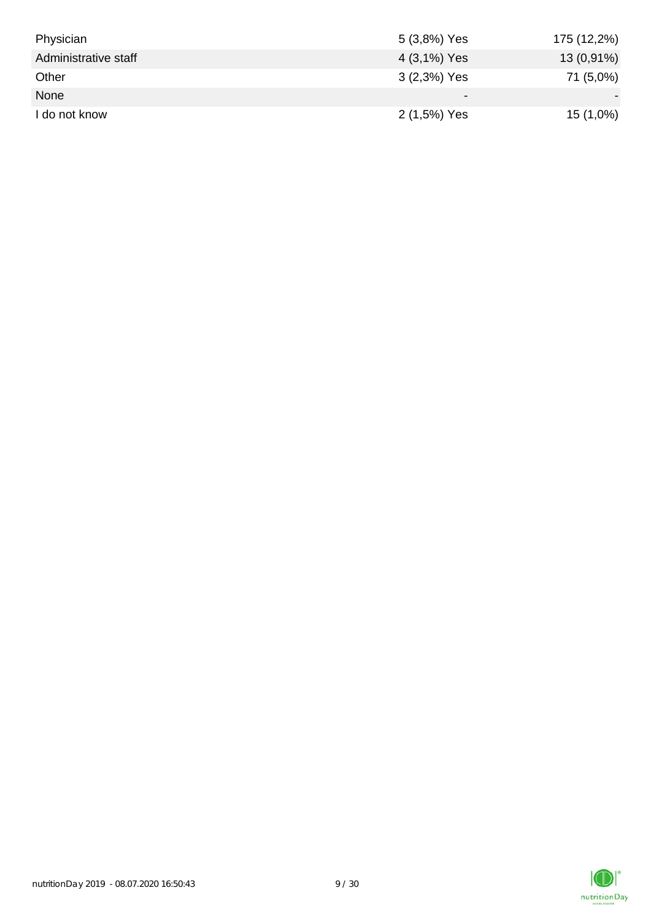| | | |
|---|---|---|
| Physician | 5 (3,8%) Yes | 175 (12,2%) |
| Administrative staff | 4 (3,1%) Yes | 13 (0,91%) |
| Other | 3 (2,3%) Yes | 71 (5,0%) |
| None | - | - |
| I do not know | 2 (1,5%) Yes | 15 (1,0%) |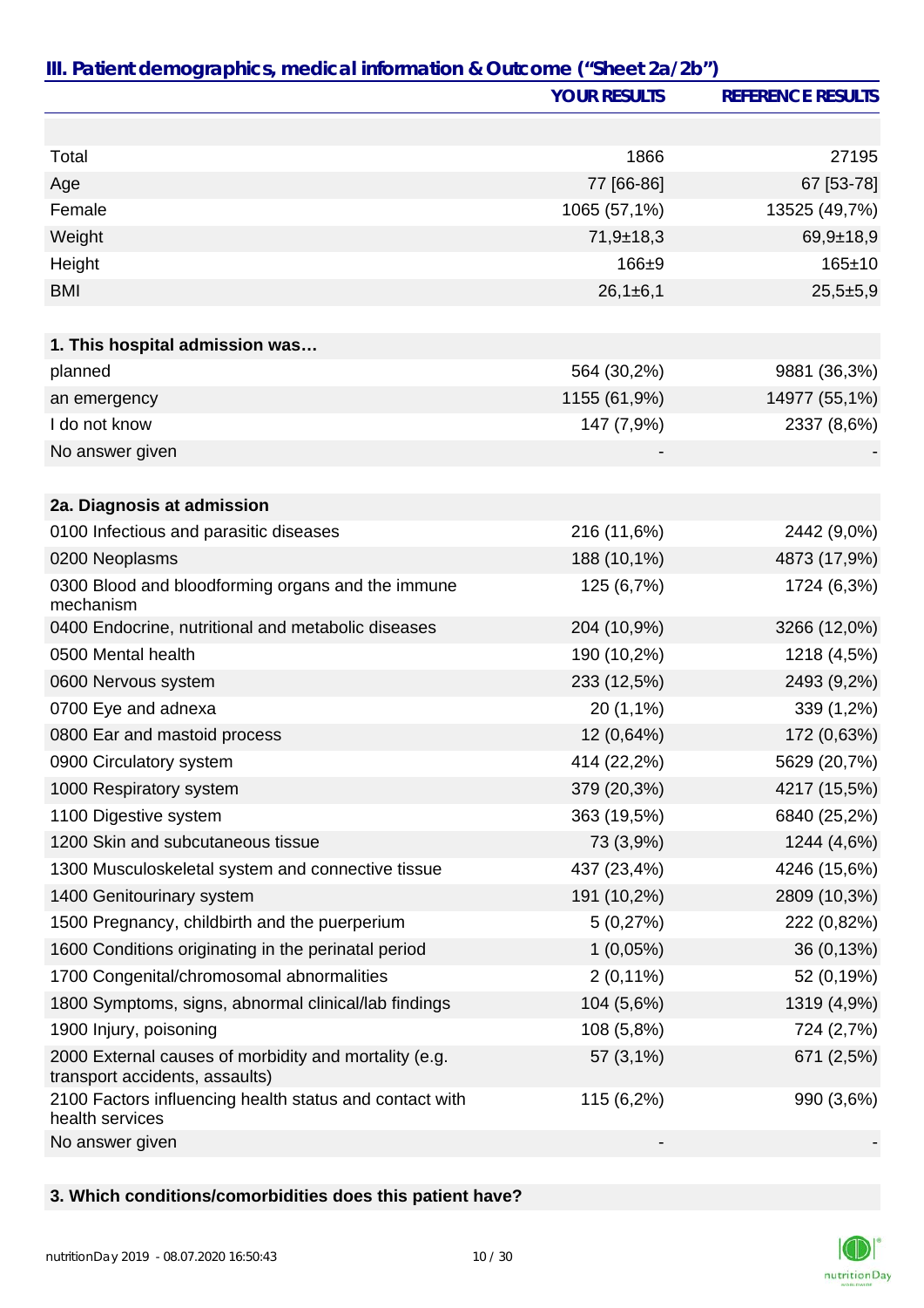## III. Patient demographics, medical information & Outcome ("Sheet 2a/2b")

| | YOUR RESULTS | REFERENCE RESULTS |
|---|---|---|
| | | |
| Total | 1866 | 27195 |
| Age | 77 [66-86] | 67 [53-78] |
| Female | 1065 (57,1%) | 13525 (49,7%) |
| Weight | 71,9±18,3 | 69,9±18,9 |
| Height | 166±9 | 165±10 |
| BMI | 26,1±6,1 | 25,5±5,9 |
| | | |
| **1. This hospital admission was…** | | |
| planned | 564 (30,2%) | 9881 (36,3%) |
| an emergency | 1155 (61,9%) | 14977 (55,1%) |
| I do not know | 147 (7,9%) | 2337 (8,6%) |
| No answer given | - | - |
| | | |
| **2a. Diagnosis at admission** | | |
| 0100 Infectious and parasitic diseases | 216 (11,6%) | 2442 (9,0%) |
| 0200 Neoplasms | 188 (10,1%) | 4873 (17,9%) |
| 0300 Blood and bloodforming organs and the immune mechanism | 125 (6,7%) | 1724 (6,3%) |
| 0400 Endocrine, nutritional and metabolic diseases | 204 (10,9%) | 3266 (12,0%) |
| 0500 Mental health | 190 (10,2%) | 1218 (4,5%) |
| 0600 Nervous system | 233 (12,5%) | 2493 (9,2%) |
| 0700 Eye and adnexa | 20 (1,1%) | 339 (1,2%) |
| 0800 Ear and mastoid process | 12 (0,64%) | 172 (0,63%) |
| 0900 Circulatory system | 414 (22,2%) | 5629 (20,7%) |
| 1000 Respiratory system | 379 (20,3%) | 4217 (15,5%) |
| 1100 Digestive system | 363 (19,5%) | 6840 (25,2%) |
| 1200 Skin and subcutaneous tissue | 73 (3,9%) | 1244 (4,6%) |
| 1300 Musculoskeletal system and connective tissue | 437 (23,4%) | 4246 (15,6%) |
| 1400 Genitourinary system | 191 (10,2%) | 2809 (10,3%) |
| 1500 Pregnancy, childbirth and the puerperium | 5 (0,27%) | 222 (0,82%) |
| 1600 Conditions originating in the perinatal period | 1 (0,05%) | 36 (0,13%) |
| 1700 Congenital/chromosomal abnormalities | 2 (0,11%) | 52 (0,19%) |
| 1800 Symptoms, signs, abnormal clinical/lab findings | 104 (5,6%) | 1319 (4,9%) |
| 1900 Injury, poisoning | 108 (5,8%) | 724 (2,7%) |
| 2000 External causes of morbidity and mortality (e.g. transport accidents, assaults) | 57 (3,1%) | 671 (2,5%) |
| 2100 Factors influencing health status and contact with health services | 115 (6,2%) | 990 (3,6%) |
| No answer given | - | - |

**3. Which conditions/comorbidities does this patient have?**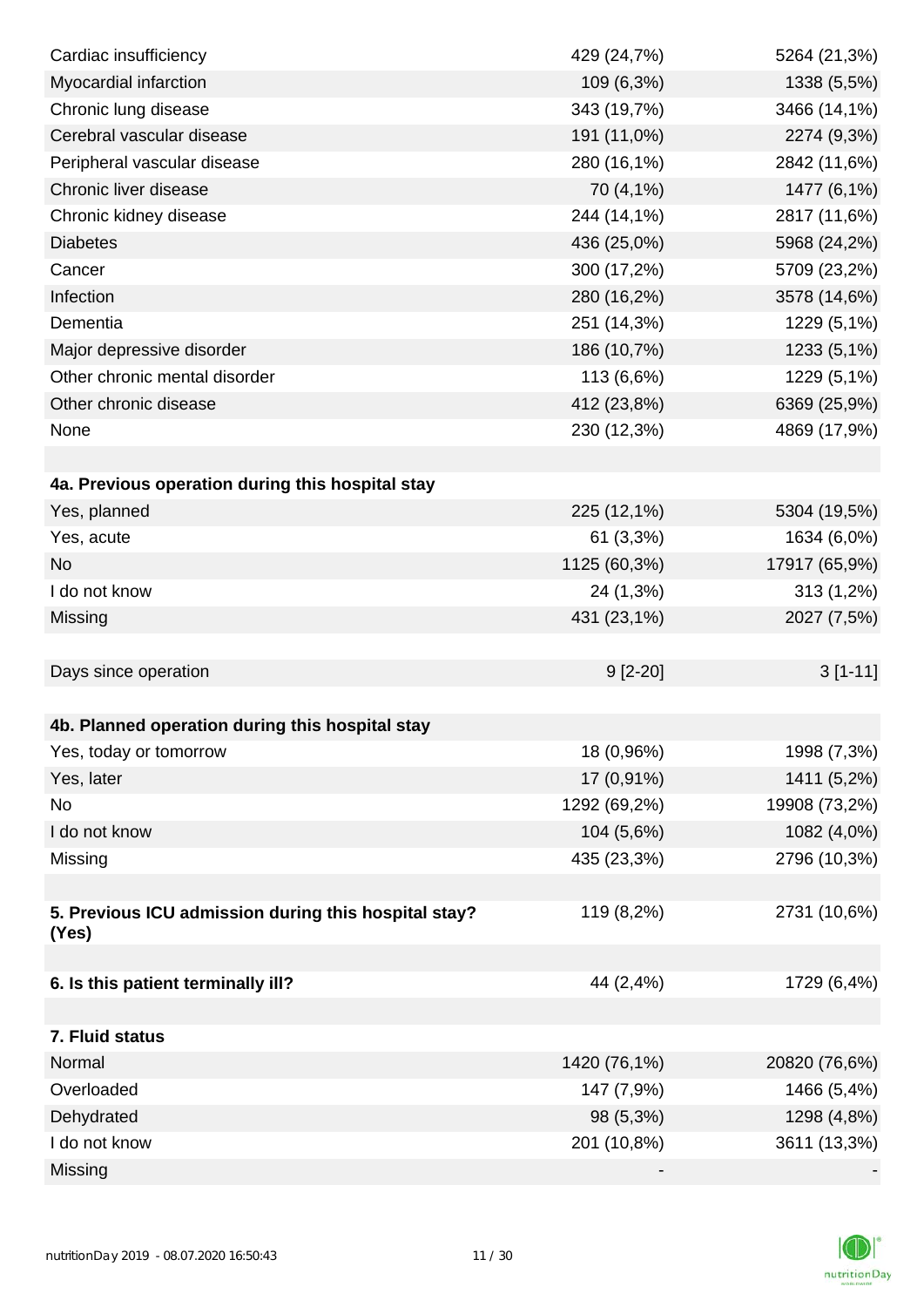| | | |
|---|---|---|
| Cardiac insufficiency | 429 (24,7%) | 5264 (21,3%) |
| Myocardial infarction | 109 (6,3%) | 1338 (5,5%) |
| Chronic lung disease | 343 (19,7%) | 3466 (14,1%) |
| Cerebral vascular disease | 191 (11,0%) | 2274 (9,3%) |
| Peripheral vascular disease | 280 (16,1%) | 2842 (11,6%) |
| Chronic liver disease | 70 (4,1%) | 1477 (6,1%) |
| Chronic kidney disease | 244 (14,1%) | 2817 (11,6%) |
| Diabetes | 436 (25,0%) | 5968 (24,2%) |
| Cancer | 300 (17,2%) | 5709 (23,2%) |
| Infection | 280 (16,2%) | 3578 (14,6%) |
| Dementia | 251 (14,3%) | 1229 (5,1%) |
| Major depressive disorder | 186 (10,7%) | 1233 (5,1%) |
| Other chronic mental disorder | 113 (6,6%) | 1229 (5,1%) |
| Other chronic disease | 412 (23,8%) | 6369 (25,9%) |
| None | 230 (12,3%) | 4869 (17,9%) |
| | | |
| **4a. Previous operation during this hospital stay** | | |
| Yes, planned | 225 (12,1%) | 5304 (19,5%) |
| Yes, acute | 61 (3,3%) | 1634 (6,0%) |
| No | 1125 (60,3%) | 17917 (65,9%) |
| I do not know | 24 (1,3%) | 313 (1,2%) |
| Missing | 431 (23,1%) | 2027 (7,5%) |
| | | |
| Days since operation | 9 [2-20] | 3 [1-11] |
| | | |
| **4b. Planned operation during this hospital stay** | | |
| Yes, today or tomorrow | 18 (0,96%) | 1998 (7,3%) |
| Yes, later | 17 (0,91%) | 1411 (5,2%) |
| No | 1292 (69,2%) | 19908 (73,2%) |
| I do not know | 104 (5,6%) | 1082 (4,0%) |
| Missing | 435 (23,3%) | 2796 (10,3%) |
| | | |
| **5. Previous ICU admission during this hospital stay? (Yes)** | 119 (8,2%) | 2731 (10,6%) |
| | | |
| **6. Is this patient terminally ill?** | 44 (2,4%) | 1729 (6,4%) |
| | | |
| **7. Fluid status** | | |
| Normal | 1420 (76,1%) | 20820 (76,6%) |
| Overloaded | 147 (7,9%) | 1466 (5,4%) |
| Dehydrated | 98 (5,3%) | 1298 (4,8%) |
| I do not know | 201 (10,8%) | 3611 (13,3%) |
| Missing | - | - |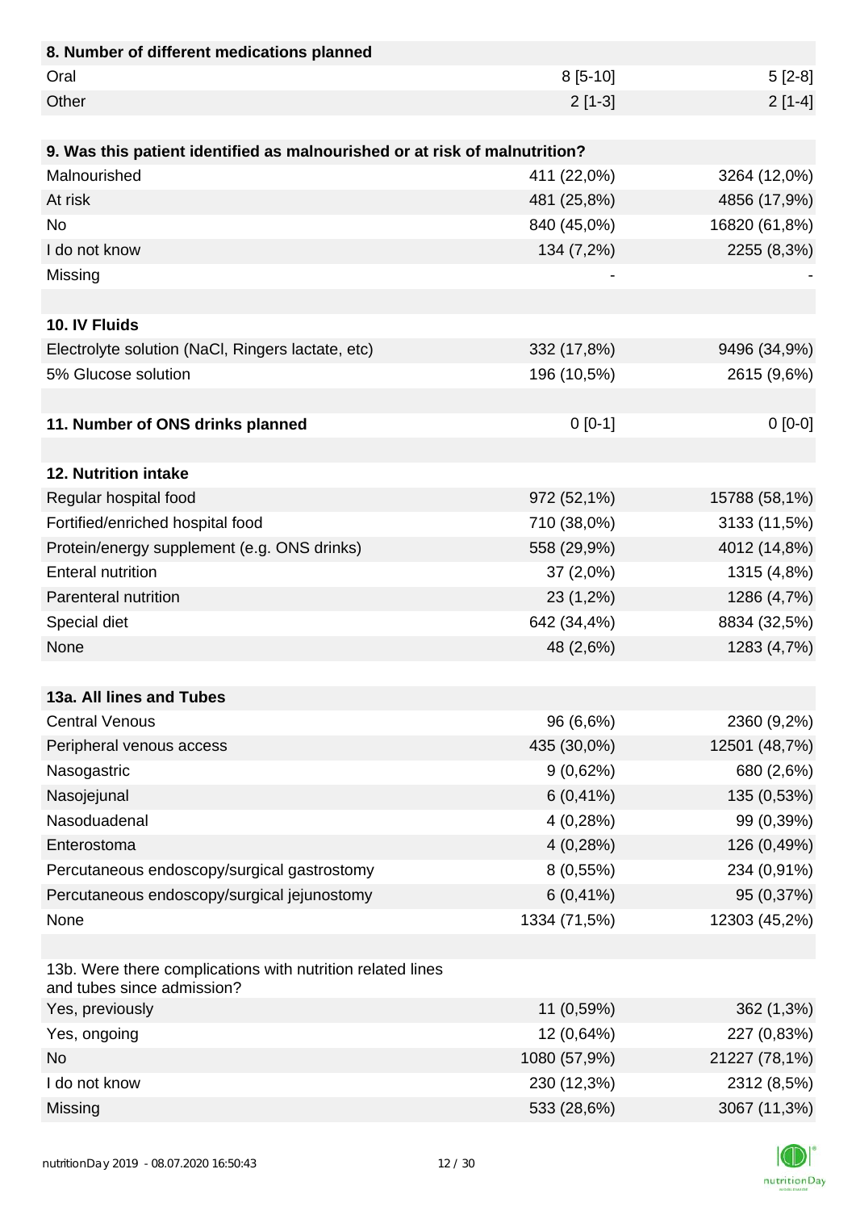| 8. Number of different medications planned | | |
|---|---|---|
| Oral | 8 [5-10] | 5 [2-8] |
| Other | 2 [1-3] | 2 [1-4] |

| 9. Was this patient identified as malnourished or at risk of malnutrition? | | |
|---|---|---|
| Malnourished | 411 (22,0%) | 3264 (12,0%) |
| At risk | 481 (25,8%) | 4856 (17,9%) |
| No | 840 (45,0%) | 16820 (61,8%) |
| I do not know | 134 (7,2%) | 2255 (8,3%) |
| Missing | - | - |

| 10. IV Fluids | | |
|---|---|---|
| Electrolyte solution (NaCl, Ringers lactate, etc) | 332 (17,8%) | 9496 (34,9%) |
| 5% Glucose solution | 196 (10,5%) | 2615 (9,6%) |

| 11. Number of ONS drinks planned | 0 [0-1] | 0 [0-0] |
|---|---|---|

| 12. Nutrition intake | | |
|---|---|---|
| Regular hospital food | 972 (52,1%) | 15788 (58,1%) |
| Fortified/enriched hospital food | 710 (38,0%) | 3133 (11,5%) |
| Protein/energy supplement (e.g. ONS drinks) | 558 (29,9%) | 4012 (14,8%) |
| Enteral nutrition | 37 (2,0%) | 1315 (4,8%) |
| Parenteral nutrition | 23 (1,2%) | 1286 (4,7%) |
| Special diet | 642 (34,4%) | 8834 (32,5%) |
| None | 48 (2,6%) | 1283 (4,7%) |

| 13a. All lines and Tubes | | |
|---|---|---|
| Central Venous | 96 (6,6%) | 2360 (9,2%) |
| Peripheral venous access | 435 (30,0%) | 12501 (48,7%) |
| Nasogastric | 9 (0,62%) | 680 (2,6%) |
| Nasojejunal | 6 (0,41%) | 135 (0,53%) |
| Nasoduadenal | 4 (0,28%) | 99 (0,39%) |
| Enterostoma | 4 (0,28%) | 126 (0,49%) |
| Percutaneous endoscopy/surgical gastrostomy | 8 (0,55%) | 234 (0,91%) |
| Percutaneous endoscopy/surgical jejunostomy | 6 (0,41%) | 95 (0,37%) |
| None | 1334 (71,5%) | 12303 (45,2%) |

| 13b. Were there complications with nutrition related lines and tubes since admission? | | |
|---|---|---|
| Yes, previously | 11 (0,59%) | 362 (1,3%) |
| Yes, ongoing | 12 (0,64%) | 227 (0,83%) |
| No | 1080 (57,9%) | 21227 (78,1%) |
| I do not know | 230 (12,3%) | 2312 (8,5%) |
| Missing | 533 (28,6%) | 3067 (11,3%) |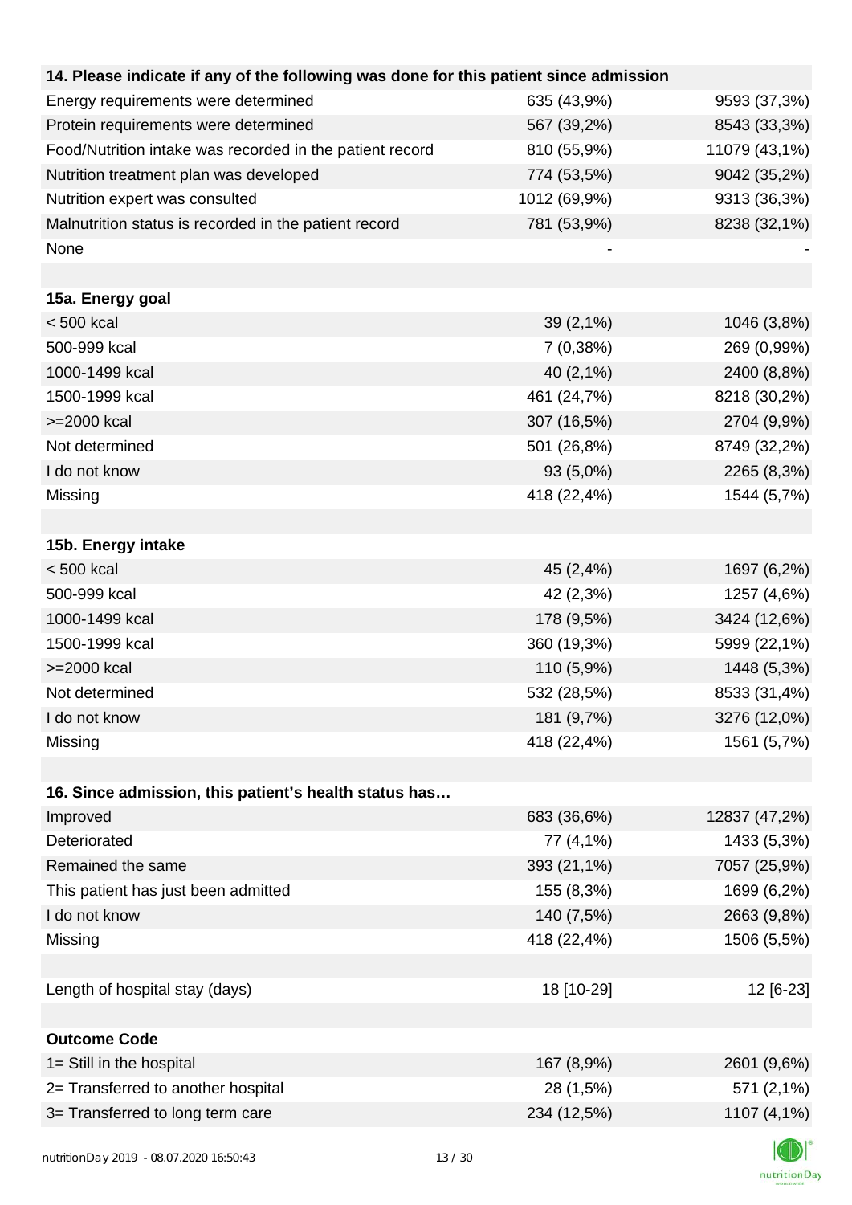| 14. Please indicate if any of the following was done for this patient since admission | | |
|---|---|---|
| Energy requirements were determined | 635 (43,9%) | 9593 (37,3%) |
| Protein requirements were determined | 567 (39,2%) | 8543 (33,3%) |
| Food/Nutrition intake was recorded in the patient record | 810 (55,9%) | 11079 (43,1%) |
| Nutrition treatment plan was developed | 774 (53,5%) | 9042 (35,2%) |
| Nutrition expert was consulted | 1012 (69,9%) | 9313 (36,3%) |
| Malnutrition status is recorded in the patient record | 781 (53,9%) | 8238 (32,1%) |
| None | - | - |

| 15a. Energy goal | | |
|---|---|---|
| < 500 kcal | 39 (2,1%) | 1046 (3,8%) |
| 500-999 kcal | 7 (0,38%) | 269 (0,99%) |
| 1000-1499 kcal | 40 (2,1%) | 2400 (8,8%) |
| 1500-1999 kcal | 461 (24,7%) | 8218 (30,2%) |
| >=2000 kcal | 307 (16,5%) | 2704 (9,9%) |
| Not determined | 501 (26,8%) | 8749 (32,2%) |
| I do not know | 93 (5,0%) | 2265 (8,3%) |
| Missing | 418 (22,4%) | 1544 (5,7%) |

| 15b. Energy intake | | |
|---|---|---|
| < 500 kcal | 45 (2,4%) | 1697 (6,2%) |
| 500-999 kcal | 42 (2,3%) | 1257 (4,6%) |
| 1000-1499 kcal | 178 (9,5%) | 3424 (12,6%) |
| 1500-1999 kcal | 360 (19,3%) | 5999 (22,1%) |
| >=2000 kcal | 110 (5,9%) | 1448 (5,3%) |
| Not determined | 532 (28,5%) | 8533 (31,4%) |
| I do not know | 181 (9,7%) | 3276 (12,0%) |
| Missing | 418 (22,4%) | 1561 (5,7%) |

| 16. Since admission, this patient's health status has… | | |
|---|---|---|
| Improved | 683 (36,6%) | 12837 (47,2%) |
| Deteriorated | 77 (4,1%) | 1433 (5,3%) |
| Remained the same | 393 (21,1%) | 7057 (25,9%) |
| This patient has just been admitted | 155 (8,3%) | 1699 (6,2%) |
| I do not know | 140 (7,5%) | 2663 (9,8%) |
| Missing | 418 (22,4%) | 1506 (5,5%) |

| Length of hospital stay (days) | 18 [10-29] | 12 [6-23] |
|---|---|---|

| Outcome Code | | |
|---|---|---|
| 1= Still in the hospital | 167 (8,9%) | 2601 (9,6%) |
| 2= Transferred to another hospital | 28 (1,5%) | 571 (2,1%) |
| 3= Transferred to long term care | 234 (12,5%) | 1107 (4,1%) |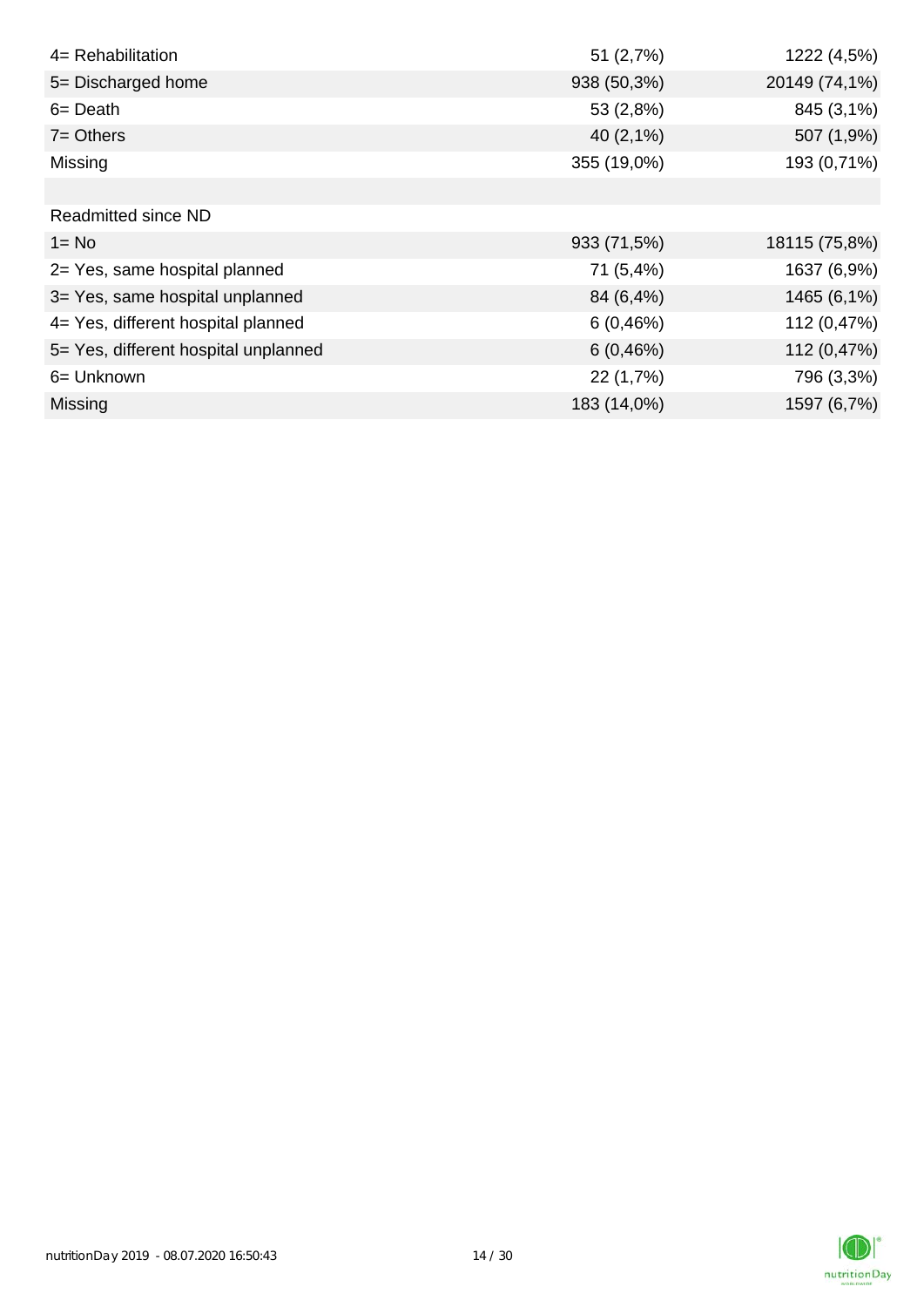| | | |
|---|---|---|
| 4= Rehabilitation | 51 (2,7%) | 1222 (4,5%) |
| 5= Discharged home | 938 (50,3%) | 20149 (74,1%) |
| 6= Death | 53 (2,8%) | 845 (3,1%) |
| 7= Others | 40 (2,1%) | 507 (1,9%) |
| Missing | 355 (19,0%) | 193 (0,71%) |
| | | |
| Readmitted since ND | | |
| 1= No | 933 (71,5%) | 18115 (75,8%) |
| 2= Yes, same hospital planned | 71 (5,4%) | 1637 (6,9%) |
| 3= Yes, same hospital unplanned | 84 (6,4%) | 1465 (6,1%) |
| 4= Yes, different hospital planned | 6 (0,46%) | 112 (0,47%) |
| 5= Yes, different hospital unplanned | 6 (0,46%) | 112 (0,47%) |
| 6= Unknown | 22 (1,7%) | 796 (3,3%) |
| Missing | 183 (14,0%) | 1597 (6,7%) |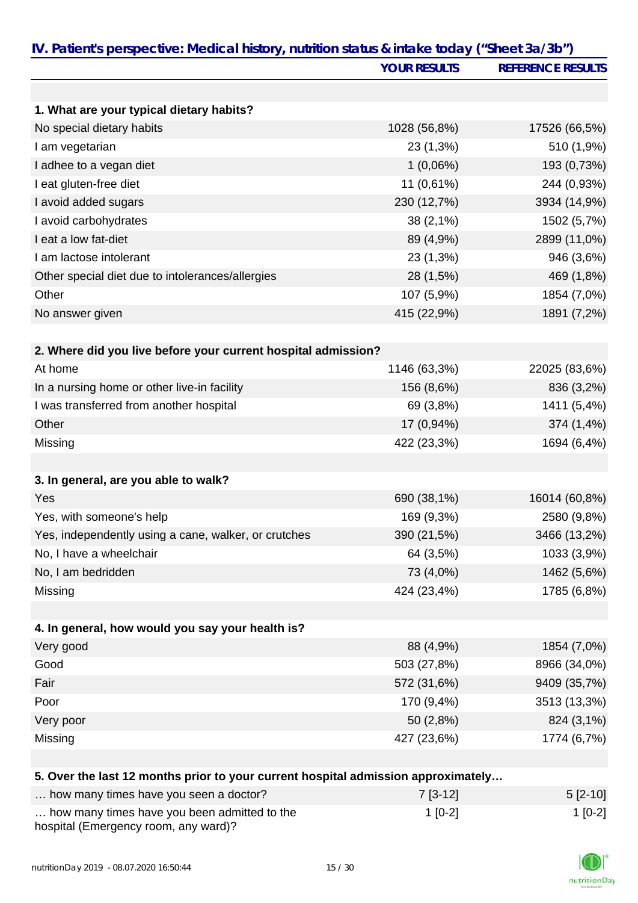## IV. Patient's perspective: Medical history, nutrition status & intake today ("Sheet 3a/3b")

| | YOUR RESULTS | REFERENCE RESULTS |
|---|---|---|
| **1. What are your typical dietary habits?** | | |
| No special dietary habits | 1028 (56,8%) | 17526 (66,5%) |
| I am vegetarian | 23 (1,3%) | 510 (1,9%) |
| I adhee to a vegan diet | 1 (0,06%) | 193 (0,73%) |
| I eat gluten-free diet | 11 (0,61%) | 244 (0,93%) |
| I avoid added sugars | 230 (12,7%) | 3934 (14,9%) |
| I avoid carbohydrates | 38 (2,1%) | 1502 (5,7%) |
| I eat a low fat-diet | 89 (4,9%) | 2899 (11,0%) |
| I am lactose intolerant | 23 (1,3%) | 946 (3,6%) |
| Other special diet due to intolerances/allergies | 28 (1,5%) | 469 (1,8%) |
| Other | 107 (5,9%) | 1854 (7,0%) |
| No answer given | 415 (22,9%) | 1891 (7,2%) |
| **2. Where did you live before your current hospital admission?** | | |
| At home | 1146 (63,3%) | 22025 (83,6%) |
| In a nursing home or other live-in facility | 156 (8,6%) | 836 (3,2%) |
| I was transferred from another hospital | 69 (3,8%) | 1411 (5,4%) |
| Other | 17 (0,94%) | 374 (1,4%) |
| Missing | 422 (23,3%) | 1694 (6,4%) |
| **3. In general, are you able to walk?** | | |
| Yes | 690 (38,1%) | 16014 (60,8%) |
| Yes, with someone's help | 169 (9,3%) | 2580 (9,8%) |
| Yes, independently using a cane, walker, or crutches | 390 (21,5%) | 3466 (13,2%) |
| No, I have a wheelchair | 64 (3,5%) | 1033 (3,9%) |
| No, I am bedridden | 73 (4,0%) | 1462 (5,6%) |
| Missing | 424 (23,4%) | 1785 (6,8%) |
| **4. In general, how would you say your health is?** | | |
| Very good | 88 (4,9%) | 1854 (7,0%) |
| Good | 503 (27,8%) | 8966 (34,0%) |
| Fair | 572 (31,6%) | 9409 (35,7%) |
| Poor | 170 (9,4%) | 3513 (13,3%) |
| Very poor | 50 (2,8%) | 824 (3,1%) |
| Missing | 427 (23,6%) | 1774 (6,7%) |
| **5. Over the last 12 months prior to your current hospital admission approximately…** | | |
| … how many times have you seen a doctor? | 7 [3-12] | 5 [2-10] |
| … how many times have you been admitted to the hospital (Emergency room, any ward)? | 1 [0-2] | 1 [0-2] |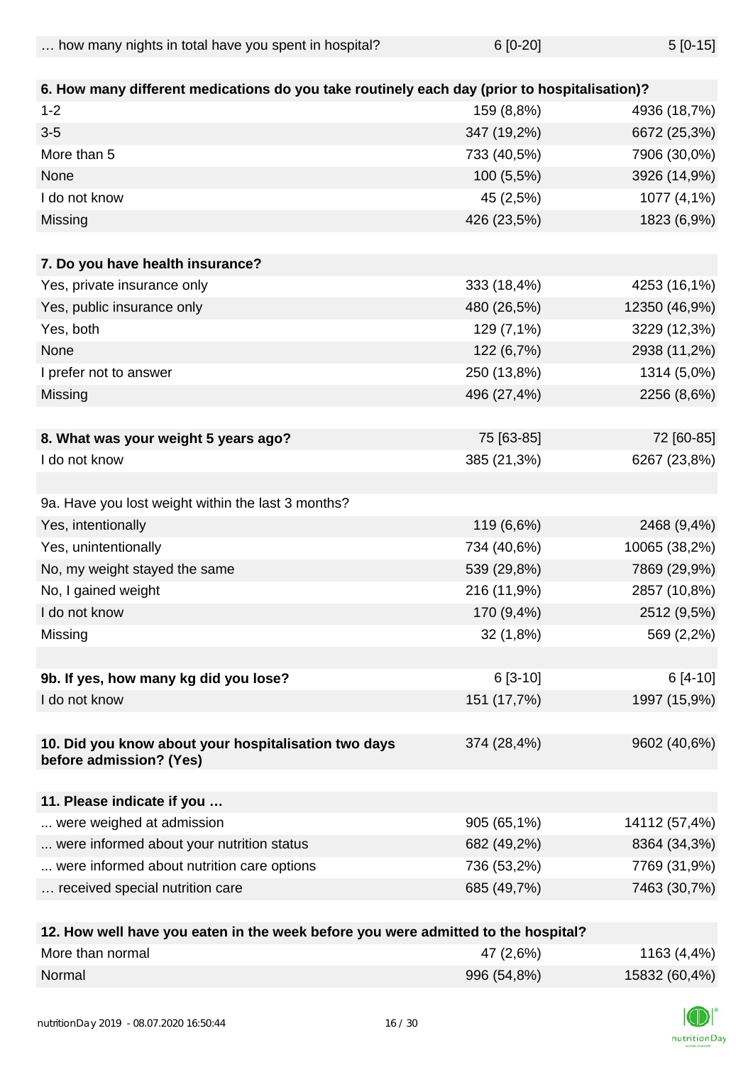| … how many nights in total have you spent in hospital? | 6 [0-20] | 5 [0-15] |
|---|---|---|
| | | |
| **6. How many different medications do you take routinely each day (prior to hospitalisation)?** | | |
| 1-2 | 159 (8,8%) | 4936 (18,7%) |
| 3-5 | 347 (19,2%) | 6672 (25,3%) |
| More than 5 | 733 (40,5%) | 7906 (30,0%) |
| None | 100 (5,5%) | 3926 (14,9%) |
| I do not know | 45 (2,5%) | 1077 (4,1%) |
| Missing | 426 (23,5%) | 1823 (6,9%) |
| | | |
| **7. Do you have health insurance?** | | |
| Yes, private insurance only | 333 (18,4%) | 4253 (16,1%) |
| Yes, public insurance only | 480 (26,5%) | 12350 (46,9%) |
| Yes, both | 129 (7,1%) | 3229 (12,3%) |
| None | 122 (6,7%) | 2938 (11,2%) |
| I prefer not to answer | 250 (13,8%) | 1314 (5,0%) |
| Missing | 496 (27,4%) | 2256 (8,6%) |
| | | |
| **8. What was your weight 5 years ago?** | 75 [63-85] | 72 [60-85] |
| I do not know | 385 (21,3%) | 6267 (23,8%) |
| | | |
| 9a. Have you lost weight within the last 3 months? | | |
| Yes, intentionally | 119 (6,6%) | 2468 (9,4%) |
| Yes, unintentionally | 734 (40,6%) | 10065 (38,2%) |
| No, my weight stayed the same | 539 (29,8%) | 7869 (29,9%) |
| No, I gained weight | 216 (11,9%) | 2857 (10,8%) |
| I do not know | 170 (9,4%) | 2512 (9,5%) |
| Missing | 32 (1,8%) | 569 (2,2%) |
| | | |
| **9b. If yes, how many kg did you lose?** | 6 [3-10] | 6 [4-10] |
| I do not know | 151 (17,7%) | 1997 (15,9%) |
| | | |
| **10. Did you know about your hospitalisation two days before admission? (Yes)** | 374 (28,4%) | 9602 (40,6%) |
| | | |
| **11. Please indicate if you …** | | |
| ... were weighed at admission | 905 (65,1%) | 14112 (57,4%) |
| ... were informed about your nutrition status | 682 (49,2%) | 8364 (34,3%) |
| ... were informed about nutrition care options | 736 (53,2%) | 7769 (31,9%) |
| … received special nutrition care | 685 (49,7%) | 7463 (30,7%) |
| | | |
| **12. How well have you eaten in the week before you were admitted to the hospital?** | | |
| More than normal | 47 (2,6%) | 1163 (4,4%) |
| Normal | 996 (54,8%) | 15832 (60,4%) |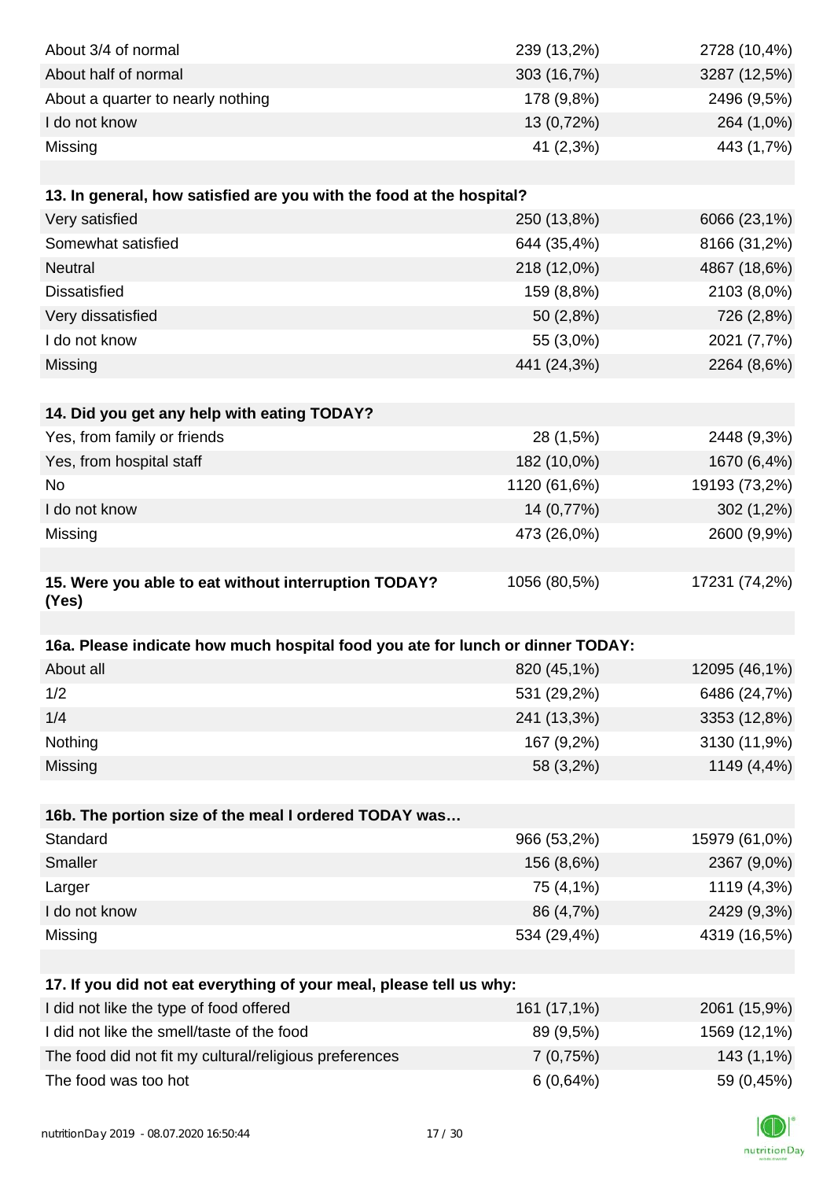| | | |
|---|---|---|
| About 3/4 of normal | 239 (13,2%) | 2728 (10,4%) |
| About half of normal | 303 (16,7%) | 3287 (12,5%) |
| About a quarter to nearly nothing | 178 (9,8%) | 2496 (9,5%) |
| I do not know | 13 (0,72%) | 264 (1,0%) |
| Missing | 41 (2,3%) | 443 (1,7%) |

| **13. In general, how satisfied are you with the food at the hospital?** | | |
|---|---|---|
| Very satisfied | 250 (13,8%) | 6066 (23,1%) |
| Somewhat satisfied | 644 (35,4%) | 8166 (31,2%) |
| Neutral | 218 (12,0%) | 4867 (18,6%) |
| Dissatisfied | 159 (8,8%) | 2103 (8,0%) |
| Very dissatisfied | 50 (2,8%) | 726 (2,8%) |
| I do not know | 55 (3,0%) | 2021 (7,7%) |
| Missing | 441 (24,3%) | 2264 (8,6%) |

| **14. Did you get any help with eating TODAY?** | | |
|---|---|---|
| Yes, from family or friends | 28 (1,5%) | 2448 (9,3%) |
| Yes, from hospital staff | 182 (10,0%) | 1670 (6,4%) |
| No | 1120 (61,6%) | 19193 (73,2%) |
| I do not know | 14 (0,77%) | 302 (1,2%) |
| Missing | 473 (26,0%) | 2600 (9,9%) |

| **15. Were you able to eat without interruption TODAY? (Yes)** | 1056 (80,5%) | 17231 (74,2%) |
|---|---|---|

| **16a. Please indicate how much hospital food you ate for lunch or dinner TODAY:** | | |
|---|---|---|
| About all | 820 (45,1%) | 12095 (46,1%) |
| 1/2 | 531 (29,2%) | 6486 (24,7%) |
| 1/4 | 241 (13,3%) | 3353 (12,8%) |
| Nothing | 167 (9,2%) | 3130 (11,9%) |
| Missing | 58 (3,2%) | 1149 (4,4%) |

| **16b. The portion size of the meal I ordered TODAY was…** | | |
|---|---|---|
| Standard | 966 (53,2%) | 15979 (61,0%) |
| Smaller | 156 (8,6%) | 2367 (9,0%) |
| Larger | 75 (4,1%) | 1119 (4,3%) |
| I do not know | 86 (4,7%) | 2429 (9,3%) |
| Missing | 534 (29,4%) | 4319 (16,5%) |

| **17. If you did not eat everything of your meal, please tell us why:** | | |
|---|---|---|
| I did not like the type of food offered | 161 (17,1%) | 2061 (15,9%) |
| I did not like the smell/taste of the food | 89 (9,5%) | 1569 (12,1%) |
| The food did not fit my cultural/religious preferences | 7 (0,75%) | 143 (1,1%) |
| The food was too hot | 6 (0,64%) | 59 (0,45%) |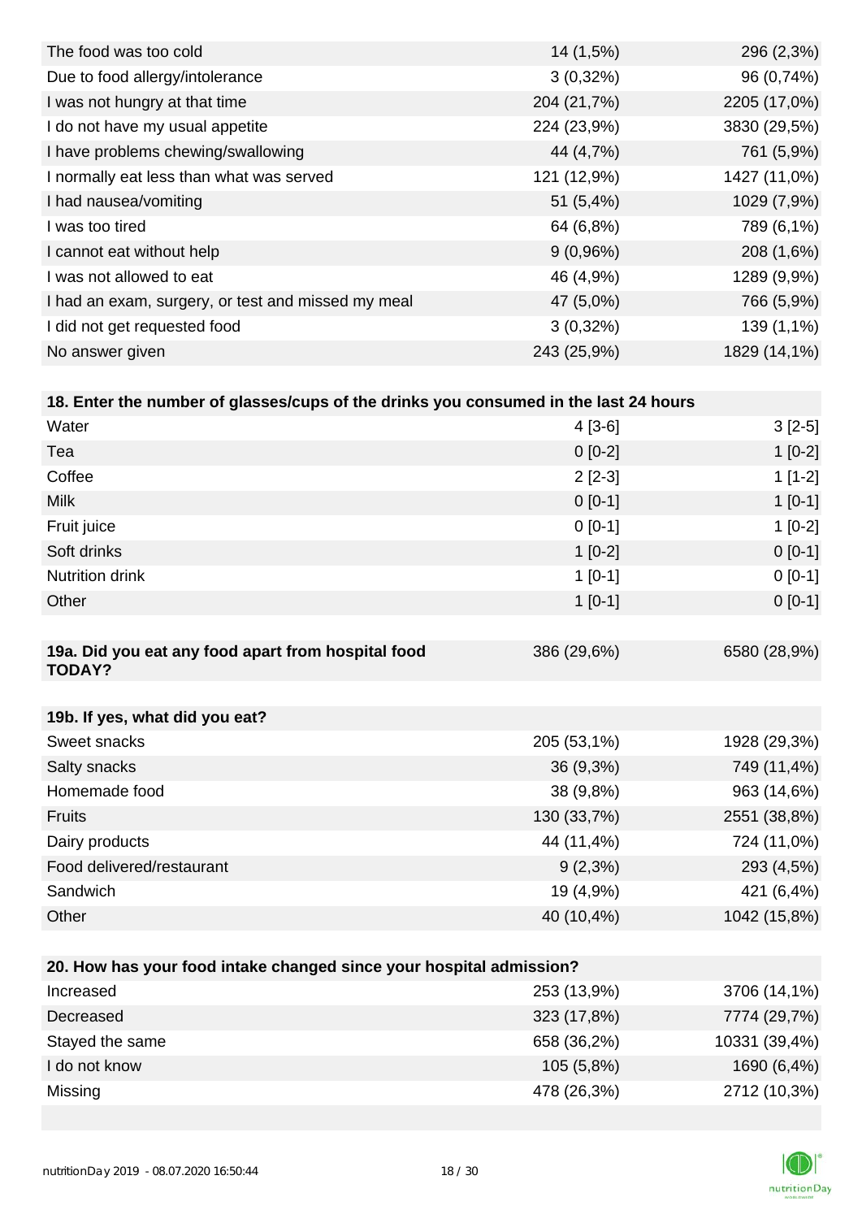| | | |
|---|---|---|
| The food was too cold | 14 (1,5%) | 296 (2,3%) |
| Due to food allergy/intolerance | 3 (0,32%) | 96 (0,74%) |
| I was not hungry at that time | 204 (21,7%) | 2205 (17,0%) |
| I do not have my usual appetite | 224 (23,9%) | 3830 (29,5%) |
| I have problems chewing/swallowing | 44 (4,7%) | 761 (5,9%) |
| I normally eat less than what was served | 121 (12,9%) | 1427 (11,0%) |
| I had nausea/vomiting | 51 (5,4%) | 1029 (7,9%) |
| I was too tired | 64 (6,8%) | 789 (6,1%) |
| I cannot eat without help | 9 (0,96%) | 208 (1,6%) |
| I was not allowed to eat | 46 (4,9%) | 1289 (9,9%) |
| I had an exam, surgery, or test and missed my meal | 47 (5,0%) | 766 (5,9%) |
| I did not get requested food | 3 (0,32%) | 139 (1,1%) |
| No answer given | 243 (25,9%) | 1829 (14,1%) |

| **18. Enter the number of glasses/cups of the drinks you consumed in the last 24 hours** | | |
|---|---|---|
| Water | 4 [3-6] | 3 [2-5] |
| Tea | 0 [0-2] | 1 [0-2] |
| Coffee | 2 [2-3] | 1 [1-2] |
| Milk | 0 [0-1] | 1 [0-1] |
| Fruit juice | 0 [0-1] | 1 [0-2] |
| Soft drinks | 1 [0-2] | 0 [0-1] |
| Nutrition drink | 1 [0-1] | 0 [0-1] |
| Other | 1 [0-1] | 0 [0-1] |

| **19a. Did you eat any food apart from hospital food TODAY?** | 386 (29,6%) | 6580 (28,9%) |
|---|---|---|

| **19b. If yes, what did you eat?** | | |
|---|---|---|
| Sweet snacks | 205 (53,1%) | 1928 (29,3%) |
| Salty snacks | 36 (9,3%) | 749 (11,4%) |
| Homemade food | 38 (9,8%) | 963 (14,6%) |
| Fruits | 130 (33,7%) | 2551 (38,8%) |
| Dairy products | 44 (11,4%) | 724 (11,0%) |
| Food delivered/restaurant | 9 (2,3%) | 293 (4,5%) |
| Sandwich | 19 (4,9%) | 421 (6,4%) |
| Other | 40 (10,4%) | 1042 (15,8%) |

| **20. How has your food intake changed since your hospital admission?** | | |
|---|---|---|
| Increased | 253 (13,9%) | 3706 (14,1%) |
| Decreased | 323 (17,8%) | 7774 (29,7%) |
| Stayed the same | 658 (36,2%) | 10331 (39,4%) |
| I do not know | 105 (5,8%) | 1690 (6,4%) |
| Missing | 478 (26,3%) | 2712 (10,3%) |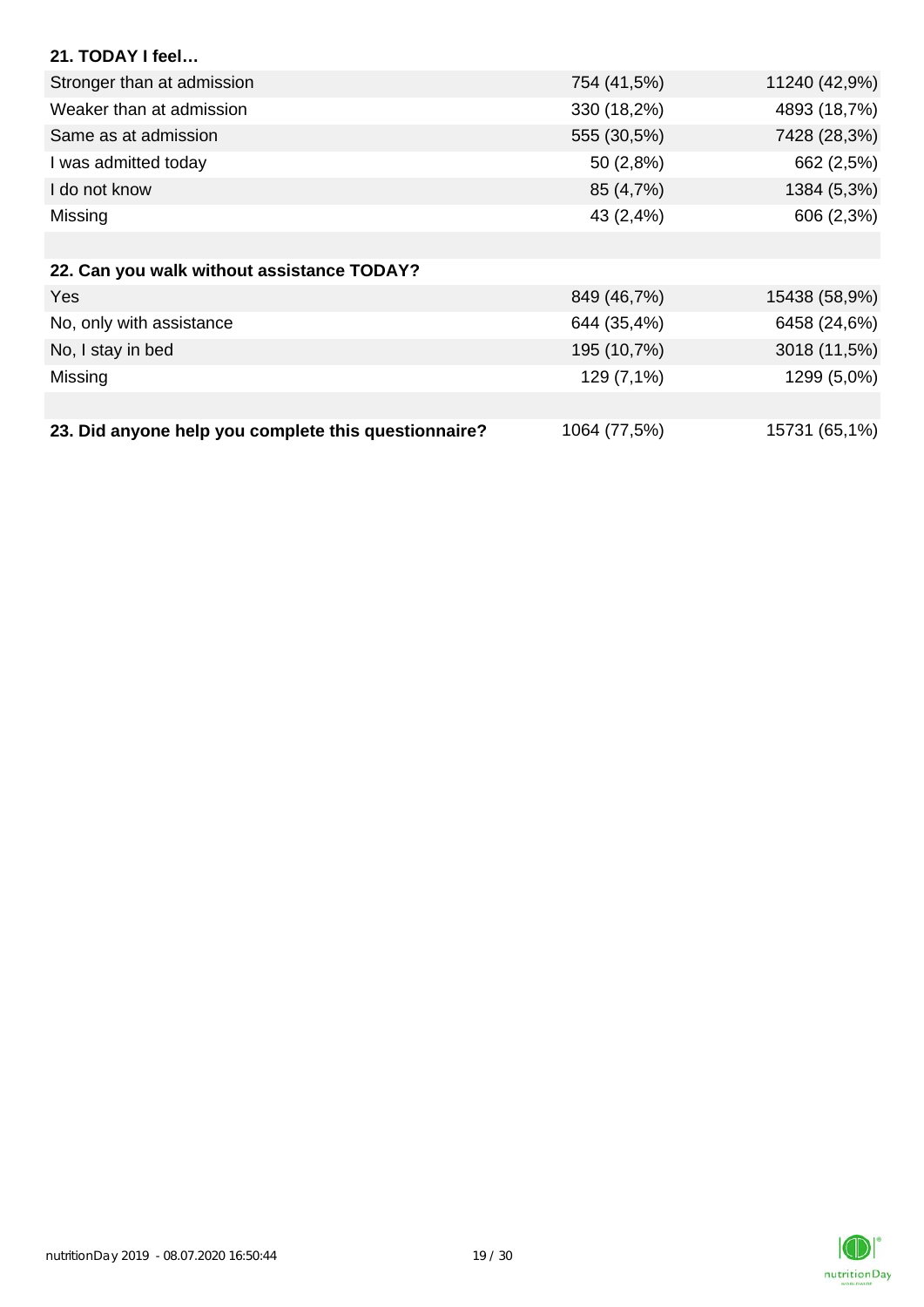| **21. TODAY I feel…** | | |
|---|---|---|
| Stronger than at admission | 754 (41,5%) | 11240 (42,9%) |
| Weaker than at admission | 330 (18,2%) | 4893 (18,7%) |
| Same as at admission | 555 (30,5%) | 7428 (28,3%) |
| I was admitted today | 50 (2,8%) | 662 (2,5%) |
| I do not know | 85 (4,7%) | 1384 (5,3%) |
| Missing | 43 (2,4%) | 606 (2,3%) |

| **22. Can you walk without assistance TODAY?** | | |
|---|---|---|
| Yes | 849 (46,7%) | 15438 (58,9%) |
| No, only with assistance | 644 (35,4%) | 6458 (24,6%) |
| No, I stay in bed | 195 (10,7%) | 3018 (11,5%) |
| Missing | 129 (7,1%) | 1299 (5,0%) |

| **23. Did anyone help you complete this questionnaire?** | 1064 (77,5%) | 15731 (65,1%) |
|---|---|---|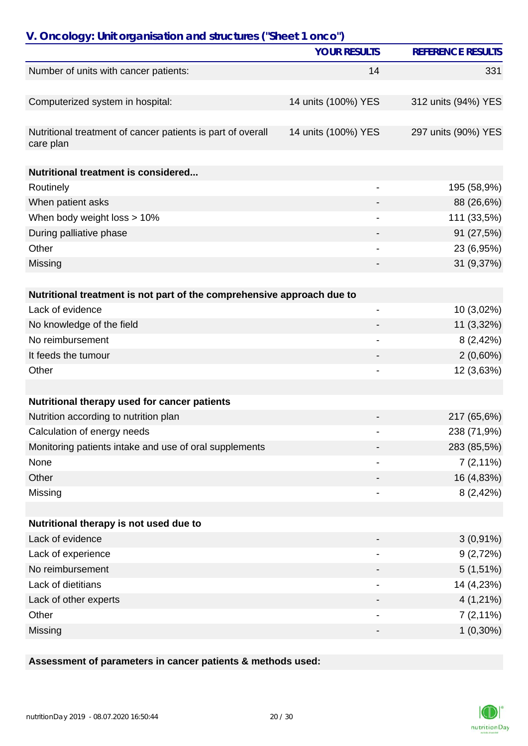## V. Oncology: Unit organisation and structures ("Sheet 1 onco")

| | YOUR RESULTS | REFERENCE RESULTS |
|---|---|---|
| Number of units with cancer patients: | 14 | 331 |
| | | |
| Computerized system in hospital: | 14 units (100%) YES | 312 units (94%) YES |
| | | |
| Nutritional treatment of cancer patients is part of overall care plan | 14 units (100%) YES | 297 units (90%) YES |
| | | |
| **Nutritional treatment is considered...** | | |
| Routinely | - | 195 (58,9%) |
| When patient asks | - | 88 (26,6%) |
| When body weight loss > 10% | - | 111 (33,5%) |
| During palliative phase | - | 91 (27,5%) |
| Other | - | 23 (6,95%) |
| Missing | - | 31 (9,37%) |
| | | |
| **Nutritional treatment is not part of the comprehensive approach due to** | | |
| Lack of evidence | - | 10 (3,02%) |
| No knowledge of the field | - | 11 (3,32%) |
| No reimbursement | - | 8 (2,42%) |
| It feeds the tumour | - | 2 (0,60%) |
| Other | - | 12 (3,63%) |
| | | |
| **Nutritional therapy used for cancer patients** | | |
| Nutrition according to nutrition plan | - | 217 (65,6%) |
| Calculation of energy needs | - | 238 (71,9%) |
| Monitoring patients intake and use of oral supplements | - | 283 (85,5%) |
| None | - | 7 (2,11%) |
| Other | - | 16 (4,83%) |
| Missing | - | 8 (2,42%) |
| | | |
| **Nutritional therapy is not used due to** | | |
| Lack of evidence | - | 3 (0,91%) |
| Lack of experience | - | 9 (2,72%) |
| No reimbursement | - | 5 (1,51%) |
| Lack of dietitians | - | 14 (4,23%) |
| Lack of other experts | - | 4 (1,21%) |
| Other | - | 7 (2,11%) |
| Missing | - | 1 (0,30%) |

**Assessment of parameters in cancer patients & methods used:**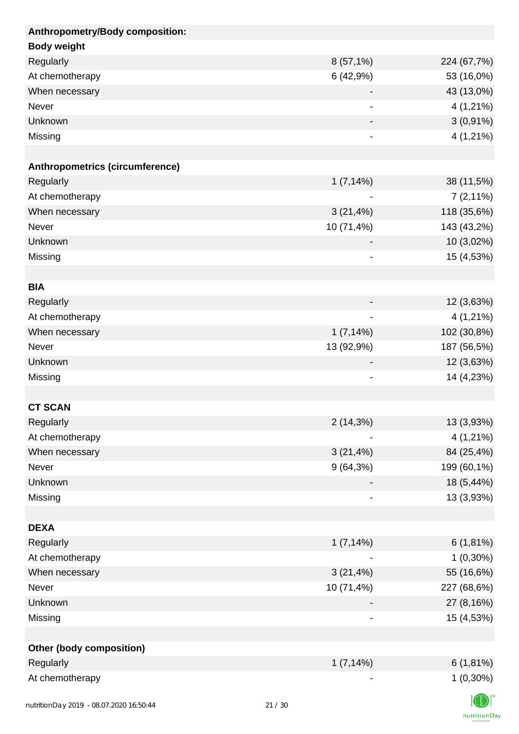| Anthropometry/Body composition: | | |
|---|---|---|
| **Body weight** | | |
| Regularly | 8 (57,1%) | 224 (67,7%) |
| At chemotherapy | 6 (42,9%) | 53 (16,0%) |
| When necessary | - | 43 (13,0%) |
| Never | - | 4 (1,21%) |
| Unknown | - | 3 (0,91%) |
| Missing | - | 4 (1,21%) |
| | | |
| **Anthropometrics (circumference)** | | |
| Regularly | 1 (7,14%) | 38 (11,5%) |
| At chemotherapy | - | 7 (2,11%) |
| When necessary | 3 (21,4%) | 118 (35,6%) |
| Never | 10 (71,4%) | 143 (43,2%) |
| Unknown | - | 10 (3,02%) |
| Missing | - | 15 (4,53%) |
| | | |
| **BIA** | | |
| Regularly | - | 12 (3,63%) |
| At chemotherapy | - | 4 (1,21%) |
| When necessary | 1 (7,14%) | 102 (30,8%) |
| Never | 13 (92,9%) | 187 (56,5%) |
| Unknown | - | 12 (3,63%) |
| Missing | - | 14 (4,23%) |
| | | |
| **CT SCAN** | | |
| Regularly | 2 (14,3%) | 13 (3,93%) |
| At chemotherapy | - | 4 (1,21%) |
| When necessary | 3 (21,4%) | 84 (25,4%) |
| Never | 9 (64,3%) | 199 (60,1%) |
| Unknown | - | 18 (5,44%) |
| Missing | - | 13 (3,93%) |
| | | |
| **DEXA** | | |
| Regularly | 1 (7,14%) | 6 (1,81%) |
| At chemotherapy | - | 1 (0,30%) |
| When necessary | 3 (21,4%) | 55 (16,6%) |
| Never | 10 (71,4%) | 227 (68,6%) |
| Unknown | - | 27 (8,16%) |
| Missing | - | 15 (4,53%) |
| | | |
| **Other (body composition)** | | |
| Regularly | 1 (7,14%) | 6 (1,81%) |
| At chemotherapy | - | 1 (0,30%) |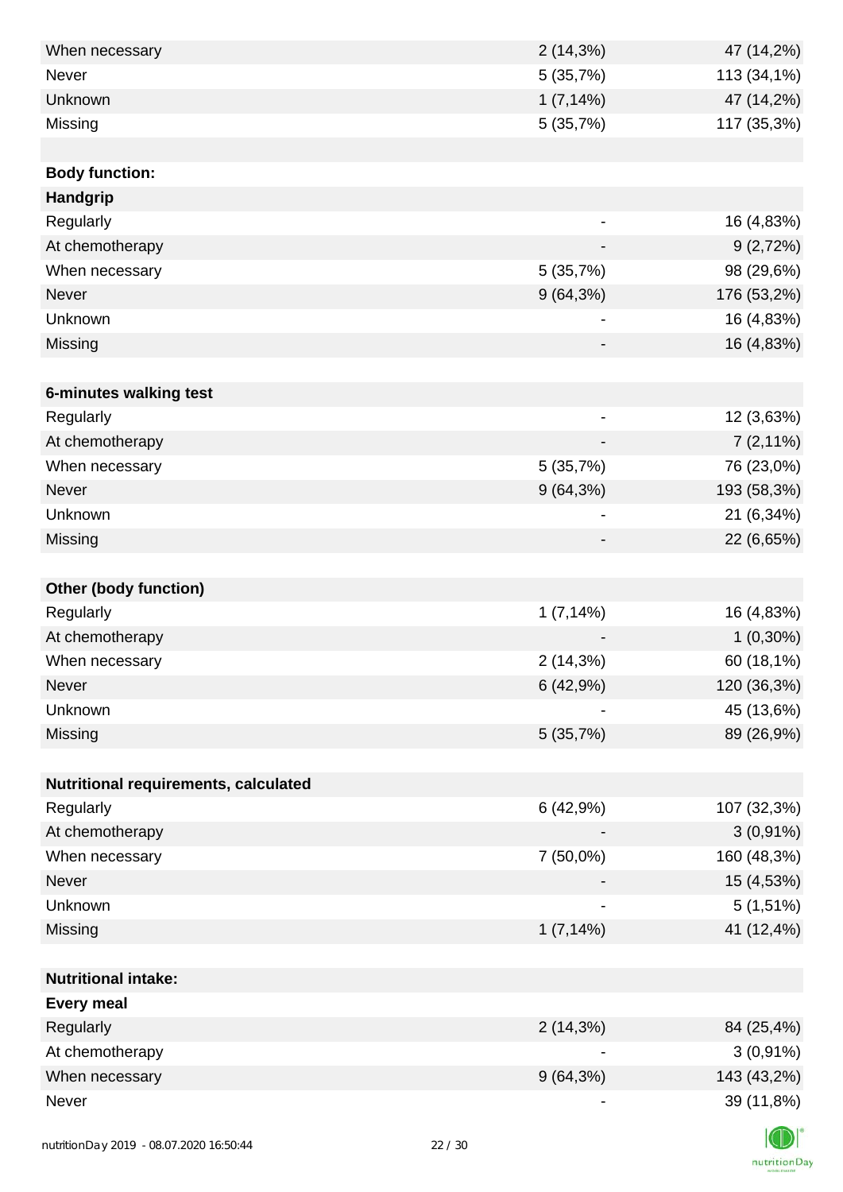| | | |
|---|---|---|
| When necessary | 2 (14,3%) | 47 (14,2%) |
| Never | 5 (35,7%) | 113 (34,1%) |
| Unknown | 1 (7,14%) | 47 (14,2%) |
| Missing | 5 (35,7%) | 117 (35,3%) |
| | | |
| **Body function:** | | |
| **Handgrip** | | |
| Regularly | - | 16 (4,83%) |
| At chemotherapy | - | 9 (2,72%) |
| When necessary | 5 (35,7%) | 98 (29,6%) |
| Never | 9 (64,3%) | 176 (53,2%) |
| Unknown | - | 16 (4,83%) |
| Missing | - | 16 (4,83%) |
| | | |
| **6-minutes walking test** | | |
| Regularly | - | 12 (3,63%) |
| At chemotherapy | - | 7 (2,11%) |
| When necessary | 5 (35,7%) | 76 (23,0%) |
| Never | 9 (64,3%) | 193 (58,3%) |
| Unknown | - | 21 (6,34%) |
| Missing | - | 22 (6,65%) |
| | | |
| **Other (body function)** | | |
| Regularly | 1 (7,14%) | 16 (4,83%) |
| At chemotherapy | - | 1 (0,30%) |
| When necessary | 2 (14,3%) | 60 (18,1%) |
| Never | 6 (42,9%) | 120 (36,3%) |
| Unknown | - | 45 (13,6%) |
| Missing | 5 (35,7%) | 89 (26,9%) |
| | | |
| **Nutritional requirements, calculated** | | |
| Regularly | 6 (42,9%) | 107 (32,3%) |
| At chemotherapy | - | 3 (0,91%) |
| When necessary | 7 (50,0%) | 160 (48,3%) |
| Never | - | 15 (4,53%) |
| Unknown | - | 5 (1,51%) |
| Missing | 1 (7,14%) | 41 (12,4%) |
| | | |
| **Nutritional intake:** | | |
| **Every meal** | | |
| Regularly | 2 (14,3%) | 84 (25,4%) |
| At chemotherapy | - | 3 (0,91%) |
| When necessary | 9 (64,3%) | 143 (43,2%) |
| Never | - | 39 (11,8%) |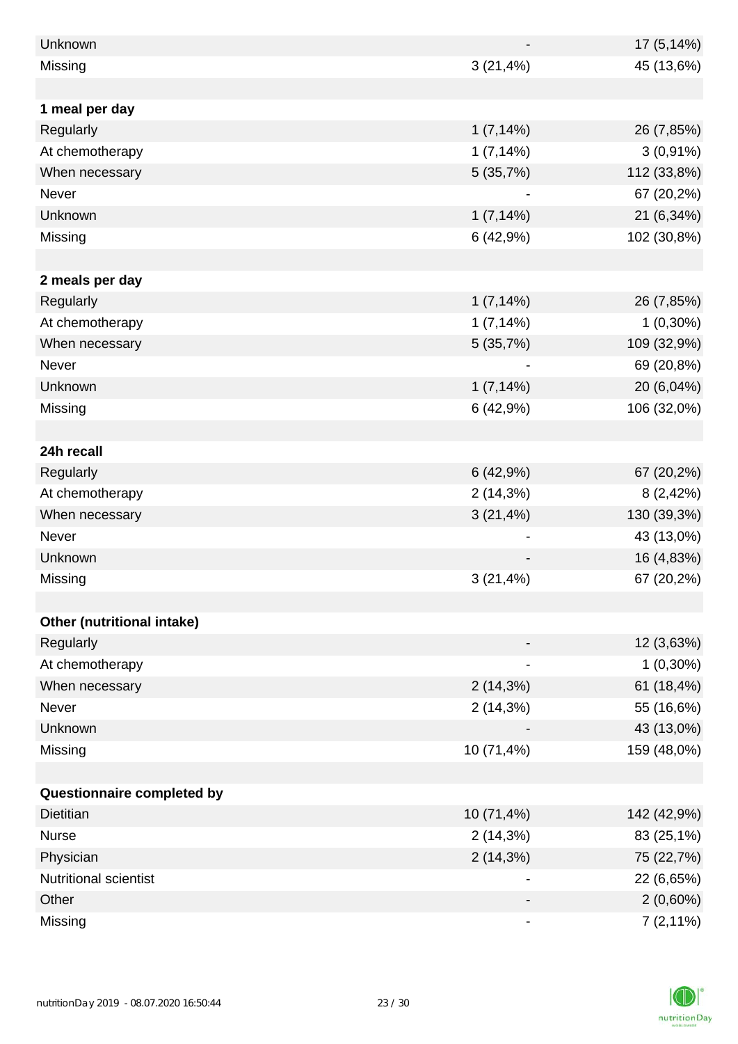| | | |
|---|---|---|
| Unknown | - | 17 (5,14%) |
| Missing | 3 (21,4%) | 45 (13,6%) |
| | | |
| **1 meal per day** | | |
| Regularly | 1 (7,14%) | 26 (7,85%) |
| At chemotherapy | 1 (7,14%) | 3 (0,91%) |
| When necessary | 5 (35,7%) | 112 (33,8%) |
| Never | - | 67 (20,2%) |
| Unknown | 1 (7,14%) | 21 (6,34%) |
| Missing | 6 (42,9%) | 102 (30,8%) |
| | | |
| **2 meals per day** | | |
| Regularly | 1 (7,14%) | 26 (7,85%) |
| At chemotherapy | 1 (7,14%) | 1 (0,30%) |
| When necessary | 5 (35,7%) | 109 (32,9%) |
| Never | - | 69 (20,8%) |
| Unknown | 1 (7,14%) | 20 (6,04%) |
| Missing | 6 (42,9%) | 106 (32,0%) |
| | | |
| **24h recall** | | |
| Regularly | 6 (42,9%) | 67 (20,2%) |
| At chemotherapy | 2 (14,3%) | 8 (2,42%) |
| When necessary | 3 (21,4%) | 130 (39,3%) |
| Never | - | 43 (13,0%) |
| Unknown | - | 16 (4,83%) |
| Missing | 3 (21,4%) | 67 (20,2%) |
| | | |
| **Other (nutritional intake)** | | |
| Regularly | - | 12 (3,63%) |
| At chemotherapy | - | 1 (0,30%) |
| When necessary | 2 (14,3%) | 61 (18,4%) |
| Never | 2 (14,3%) | 55 (16,6%) |
| Unknown | - | 43 (13,0%) |
| Missing | 10 (71,4%) | 159 (48,0%) |
| | | |
| **Questionnaire completed by** | | |
| Dietitian | 10 (71,4%) | 142 (42,9%) |
| Nurse | 2 (14,3%) | 83 (25,1%) |
| Physician | 2 (14,3%) | 75 (22,7%) |
| Nutritional scientist | - | 22 (6,65%) |
| Other | - | 2 (0,60%) |
| Missing | - | 7 (2,11%) |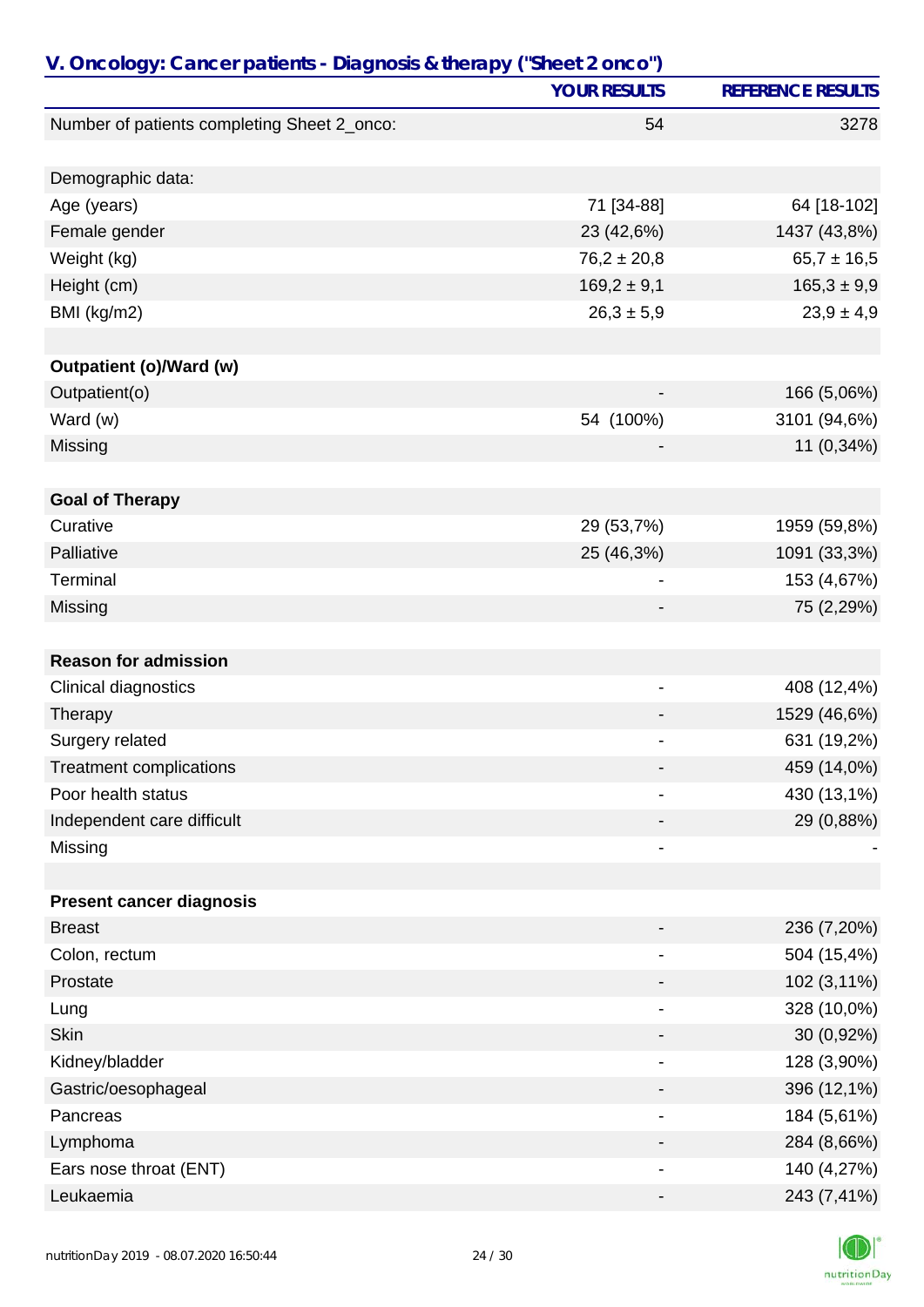## V. Oncology: Cancer patients - Diagnosis & therapy ("Sheet 2 onco")

| | YOUR RESULTS | REFERENCE RESULTS |
|---|---|---|
| Number of patients completing Sheet 2_onco: | 54 | 3278 |
| | | |
| Demographic data: | | |
| Age (years) | 71 [34-88] | 64 [18-102] |
| Female gender | 23 (42,6%) | 1437 (43,8%) |
| Weight (kg) | 76,2 ± 20,8 | 65,7 ± 16,5 |
| Height (cm) | 169,2 ± 9,1 | 165,3 ± 9,9 |
| BMI (kg/m2) | 26,3 ± 5,9 | 23,9 ± 4,9 |
| | | |
| **Outpatient (o)/Ward (w)** | | |
| Outpatient(o) | - | 166 (5,06%) |
| Ward (w) | 54 (100%) | 3101 (94,6%) |
| Missing | - | 11 (0,34%) |
| | | |
| **Goal of Therapy** | | |
| Curative | 29 (53,7%) | 1959 (59,8%) |
| Palliative | 25 (46,3%) | 1091 (33,3%) |
| Terminal | - | 153 (4,67%) |
| Missing | - | 75 (2,29%) |
| | | |
| **Reason for admission** | | |
| Clinical diagnostics | - | 408 (12,4%) |
| Therapy | - | 1529 (46,6%) |
| Surgery related | - | 631 (19,2%) |
| Treatment complications | - | 459 (14,0%) |
| Poor health status | - | 430 (13,1%) |
| Independent care difficult | - | 29 (0,88%) |
| Missing | - | - |
| | | |
| **Present cancer diagnosis** | | |
| Breast | - | 236 (7,20%) |
| Colon, rectum | - | 504 (15,4%) |
| Prostate | - | 102 (3,11%) |
| Lung | - | 328 (10,0%) |
| Skin | - | 30 (0,92%) |
| Kidney/bladder | - | 128 (3,90%) |
| Gastric/oesophageal | - | 396 (12,1%) |
| Pancreas | - | 184 (5,61%) |
| Lymphoma | - | 284 (8,66%) |
| Ears nose throat (ENT) | - | 140 (4,27%) |
| Leukaemia | - | 243 (7,41%) |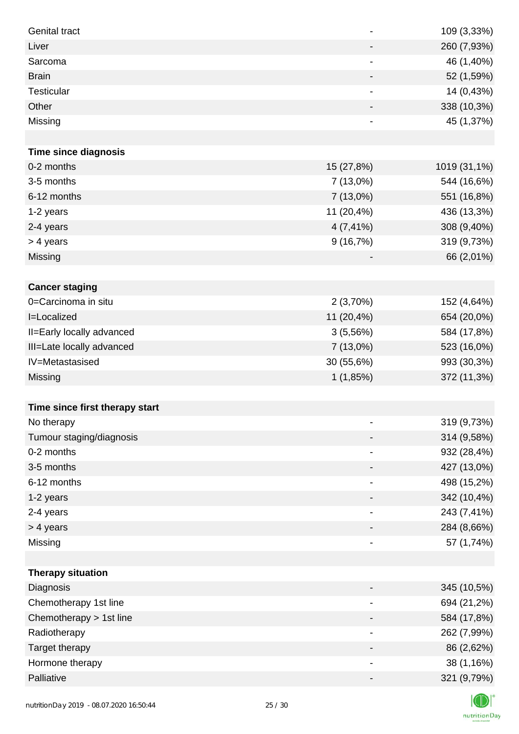| | | |
|---|---|---|
| Genital tract | - | 109 (3,33%) |
| Liver | - | 260 (7,93%) |
| Sarcoma | - | 46 (1,40%) |
| Brain | - | 52 (1,59%) |
| Testicular | - | 14 (0,43%) |
| Other | - | 338 (10,3%) |
| Missing | - | 45 (1,37%) |
| | | |
| **Time since diagnosis** | | |
| 0-2 months | 15 (27,8%) | 1019 (31,1%) |
| 3-5 months | 7 (13,0%) | 544 (16,6%) |
| 6-12 months | 7 (13,0%) | 551 (16,8%) |
| 1-2 years | 11 (20,4%) | 436 (13,3%) |
| 2-4 years | 4 (7,41%) | 308 (9,40%) |
| > 4 years | 9 (16,7%) | 319 (9,73%) |
| Missing | - | 66 (2,01%) |
| | | |
| **Cancer staging** | | |
| 0=Carcinoma in situ | 2 (3,70%) | 152 (4,64%) |
| I=Localized | 11 (20,4%) | 654 (20,0%) |
| II=Early locally advanced | 3 (5,56%) | 584 (17,8%) |
| III=Late locally advanced | 7 (13,0%) | 523 (16,0%) |
| IV=Metastasised | 30 (55,6%) | 993 (30,3%) |
| Missing | 1 (1,85%) | 372 (11,3%) |
| | | |
| **Time since first therapy start** | | |
| No therapy | - | 319 (9,73%) |
| Tumour staging/diagnosis | - | 314 (9,58%) |
| 0-2 months | - | 932 (28,4%) |
| 3-5 months | - | 427 (13,0%) |
| 6-12 months | - | 498 (15,2%) |
| 1-2 years | - | 342 (10,4%) |
| 2-4 years | - | 243 (7,41%) |
| > 4 years | - | 284 (8,66%) |
| Missing | - | 57 (1,74%) |
| | | |
| **Therapy situation** | | |
| Diagnosis | - | 345 (10,5%) |
| Chemotherapy 1st line | - | 694 (21,2%) |
| Chemotherapy > 1st line | - | 584 (17,8%) |
| Radiotherapy | - | 262 (7,99%) |
| Target therapy | - | 86 (2,62%) |
| Hormone therapy | - | 38 (1,16%) |
| Palliative | - | 321 (9,79%) |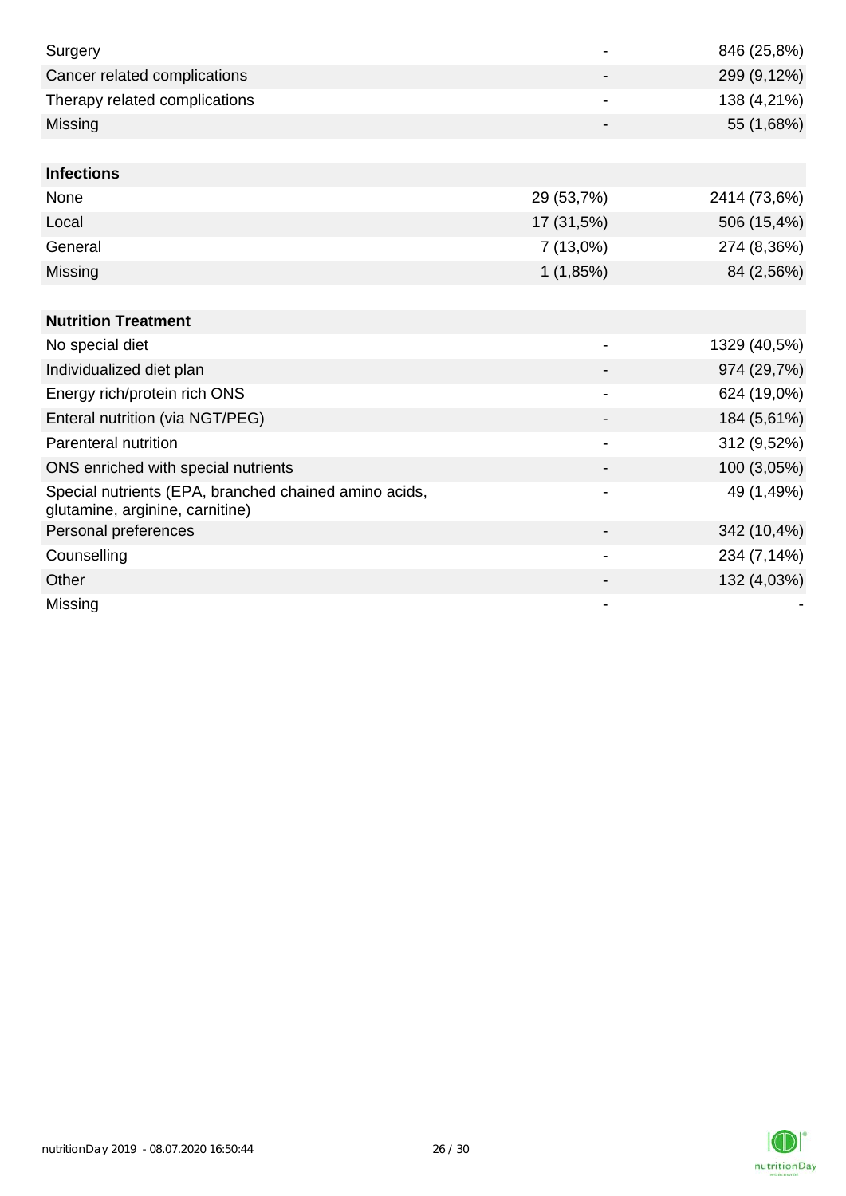| | | |
|---|---|---|
| Surgery | - | 846 (25,8%) |
| Cancer related complications | - | 299 (9,12%) |
| Therapy related complications | - | 138 (4,21%) |
| Missing | - | 55 (1,68%) |
| | | |
| **Infections** | | |
| None | 29 (53,7%) | 2414 (73,6%) |
| Local | 17 (31,5%) | 506 (15,4%) |
| General | 7 (13,0%) | 274 (8,36%) |
| Missing | 1 (1,85%) | 84 (2,56%) |
| | | |
| **Nutrition Treatment** | | |
| No special diet | - | 1329 (40,5%) |
| Individualized diet plan | - | 974 (29,7%) |
| Energy rich/protein rich ONS | - | 624 (19,0%) |
| Enteral nutrition (via NGT/PEG) | - | 184 (5,61%) |
| Parenteral nutrition | - | 312 (9,52%) |
| ONS enriched with special nutrients | - | 100 (3,05%) |
| Special nutrients (EPA, branched chained amino acids, glutamine, arginine, carnitine) | - | 49 (1,49%) |
| Personal preferences | - | 342 (10,4%) |
| Counselling | - | 234 (7,14%) |
| Other | - | 132 (4,03%) |
| Missing | - | - |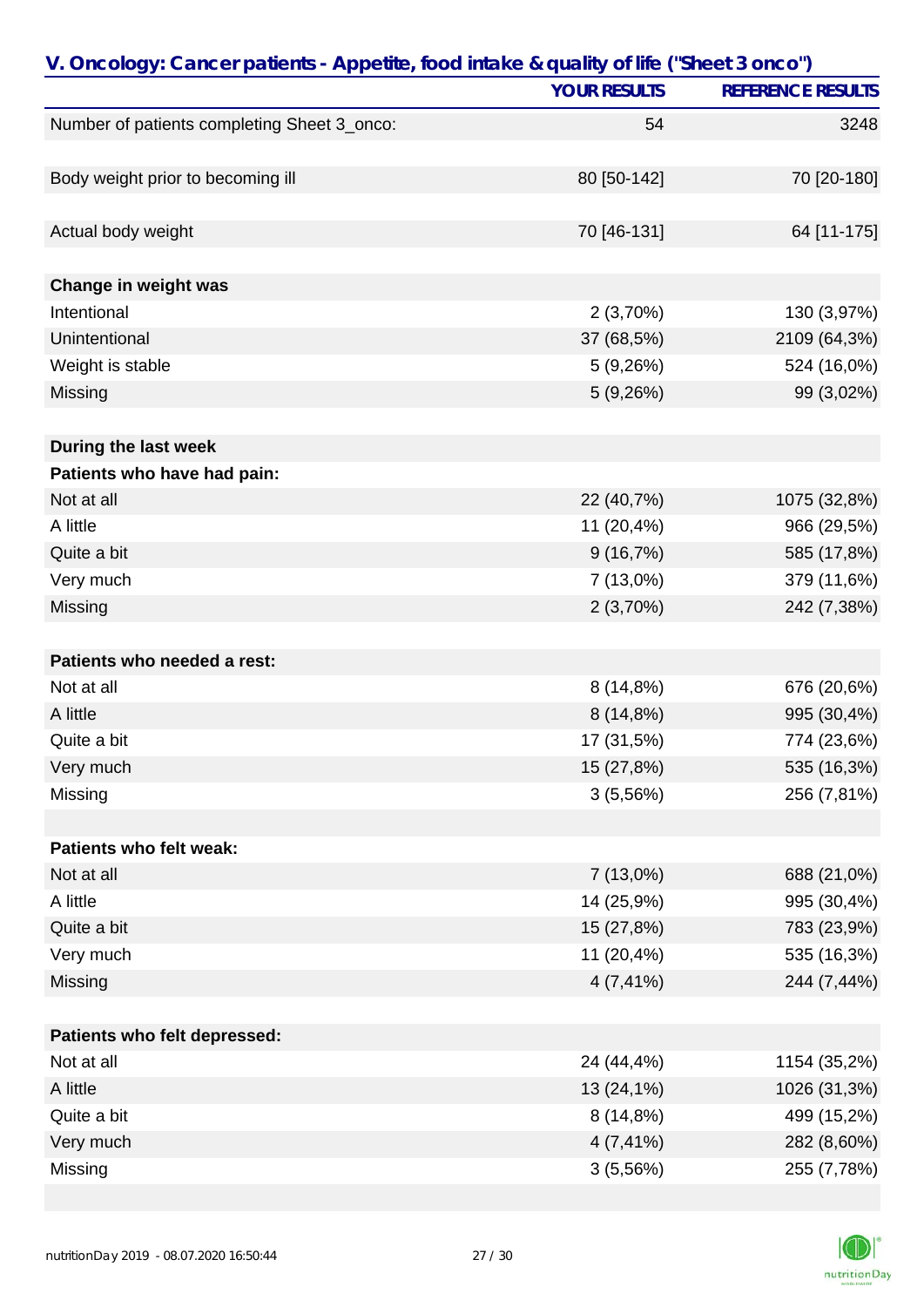## V. Oncology: Cancer patients - Appetite, food intake & quality of life ("Sheet 3 onco")

| | YOUR RESULTS | REFERENCE RESULTS |
|---|---|---|
| Number of patients completing Sheet 3_onco: | 54 | 3248 |
| | | |
| Body weight prior to becoming ill | 80 [50-142] | 70 [20-180] |
| | | |
| Actual body weight | 70 [46-131] | 64 [11-175] |
| | | |
| **Change in weight was** | | |
| Intentional | 2 (3,70%) | 130 (3,97%) |
| Unintentional | 37 (68,5%) | 2109 (64,3%) |
| Weight is stable | 5 (9,26%) | 524 (16,0%) |
| Missing | 5 (9,26%) | 99 (3,02%) |
| | | |
| **During the last week** | | |
| **Patients who have had pain:** | | |
| Not at all | 22 (40,7%) | 1075 (32,8%) |
| A little | 11 (20,4%) | 966 (29,5%) |
| Quite a bit | 9 (16,7%) | 585 (17,8%) |
| Very much | 7 (13,0%) | 379 (11,6%) |
| Missing | 2 (3,70%) | 242 (7,38%) |
| | | |
| **Patients who needed a rest:** | | |
| Not at all | 8 (14,8%) | 676 (20,6%) |
| A little | 8 (14,8%) | 995 (30,4%) |
| Quite a bit | 17 (31,5%) | 774 (23,6%) |
| Very much | 15 (27,8%) | 535 (16,3%) |
| Missing | 3 (5,56%) | 256 (7,81%) |
| | | |
| **Patients who felt weak:** | | |
| Not at all | 7 (13,0%) | 688 (21,0%) |
| A little | 14 (25,9%) | 995 (30,4%) |
| Quite a bit | 15 (27,8%) | 783 (23,9%) |
| Very much | 11 (20,4%) | 535 (16,3%) |
| Missing | 4 (7,41%) | 244 (7,44%) |
| | | |
| **Patients who felt depressed:** | | |
| Not at all | 24 (44,4%) | 1154 (35,2%) |
| A little | 13 (24,1%) | 1026 (31,3%) |
| Quite a bit | 8 (14,8%) | 499 (15,2%) |
| Very much | 4 (7,41%) | 282 (8,60%) |
| Missing | 3 (5,56%) | 255 (7,78%) |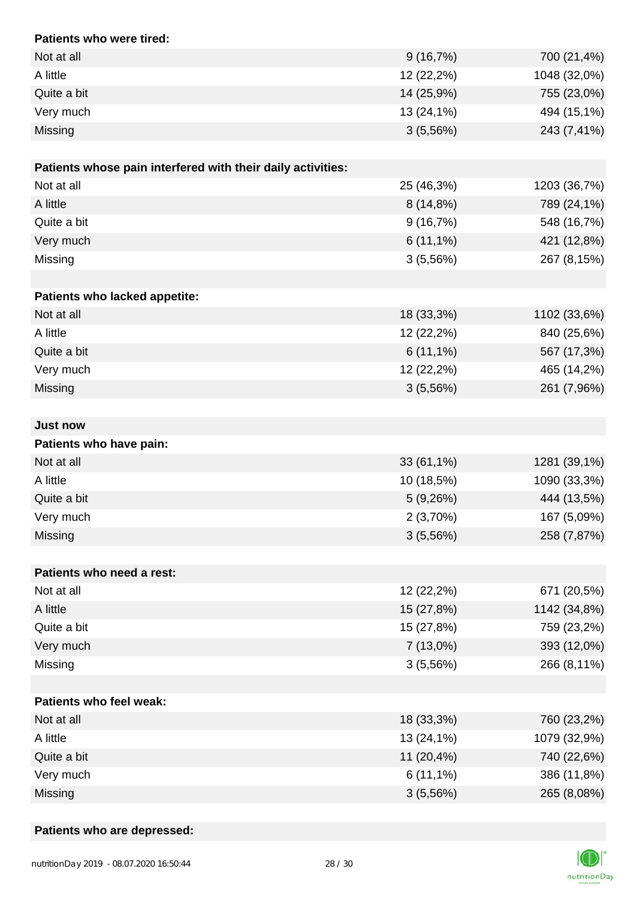| Patients who were tired: | | |
|---|---|---|
| Not at all | 9 (16,7%) | 700 (21,4%) |
| A little | 12 (22,2%) | 1048 (32,0%) |
| Quite a bit | 14 (25,9%) | 755 (23,0%) |
| Very much | 13 (24,1%) | 494 (15,1%) |
| Missing | 3 (5,56%) | 243 (7,41%) |

| Patients whose pain interfered with their daily activities: | | |
|---|---|---|
| Not at all | 25 (46,3%) | 1203 (36,7%) |
| A little | 8 (14,8%) | 789 (24,1%) |
| Quite a bit | 9 (16,7%) | 548 (16,7%) |
| Very much | 6 (11,1%) | 421 (12,8%) |
| Missing | 3 (5,56%) | 267 (8,15%) |

| Patients who lacked appetite: | | |
|---|---|---|
| Not at all | 18 (33,3%) | 1102 (33,6%) |
| A little | 12 (22,2%) | 840 (25,6%) |
| Quite a bit | 6 (11,1%) | 567 (17,3%) |
| Very much | 12 (22,2%) | 465 (14,2%) |
| Missing | 3 (5,56%) | 261 (7,96%) |

**Just now**

| Patients who have pain: | | |
|---|---|---|
| Not at all | 33 (61,1%) | 1281 (39,1%) |
| A little | 10 (18,5%) | 1090 (33,3%) |
| Quite a bit | 5 (9,26%) | 444 (13,5%) |
| Very much | 2 (3,70%) | 167 (5,09%) |
| Missing | 3 (5,56%) | 258 (7,87%) |

| Patients who need a rest: | | |
|---|---|---|
| Not at all | 12 (22,2%) | 671 (20,5%) |
| A little | 15 (27,8%) | 1142 (34,8%) |
| Quite a bit | 15 (27,8%) | 759 (23,2%) |
| Very much | 7 (13,0%) | 393 (12,0%) |
| Missing | 3 (5,56%) | 266 (8,11%) |

| Patients who feel weak: | | |
|---|---|---|
| Not at all | 18 (33,3%) | 760 (23,2%) |
| A little | 13 (24,1%) | 1079 (32,9%) |
| Quite a bit | 11 (20,4%) | 740 (22,6%) |
| Very much | 6 (11,1%) | 386 (11,8%) |
| Missing | 3 (5,56%) | 265 (8,08%) |

**Patients who are depressed:**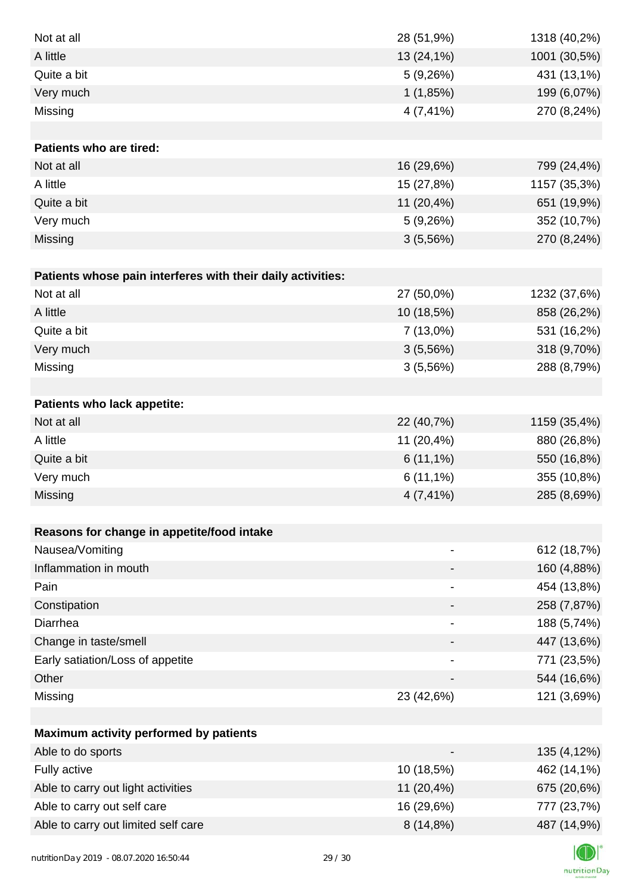| | | |
|---|---|---|
| Not at all | 28 (51,9%) | 1318 (40,2%) |
| A little | 13 (24,1%) | 1001 (30,5%) |
| Quite a bit | 5 (9,26%) | 431 (13,1%) |
| Very much | 1 (1,85%) | 199 (6,07%) |
| Missing | 4 (7,41%) | 270 (8,24%) |
| | | |
| **Patients who are tired:** | | |
| Not at all | 16 (29,6%) | 799 (24,4%) |
| A little | 15 (27,8%) | 1157 (35,3%) |
| Quite a bit | 11 (20,4%) | 651 (19,9%) |
| Very much | 5 (9,26%) | 352 (10,7%) |
| Missing | 3 (5,56%) | 270 (8,24%) |
| | | |
| **Patients whose pain interferes with their daily activities:** | | |
| Not at all | 27 (50,0%) | 1232 (37,6%) |
| A little | 10 (18,5%) | 858 (26,2%) |
| Quite a bit | 7 (13,0%) | 531 (16,2%) |
| Very much | 3 (5,56%) | 318 (9,70%) |
| Missing | 3 (5,56%) | 288 (8,79%) |
| | | |
| **Patients who lack appetite:** | | |
| Not at all | 22 (40,7%) | 1159 (35,4%) |
| A little | 11 (20,4%) | 880 (26,8%) |
| Quite a bit | 6 (11,1%) | 550 (16,8%) |
| Very much | 6 (11,1%) | 355 (10,8%) |
| Missing | 4 (7,41%) | 285 (8,69%) |
| | | |
| **Reasons for change in appetite/food intake** | | |
| Nausea/Vomiting | - | 612 (18,7%) |
| Inflammation in mouth | - | 160 (4,88%) |
| Pain | - | 454 (13,8%) |
| Constipation | - | 258 (7,87%) |
| Diarrhea | - | 188 (5,74%) |
| Change in taste/smell | - | 447 (13,6%) |
| Early satiation/Loss of appetite | - | 771 (23,5%) |
| Other | - | 544 (16,6%) |
| Missing | 23 (42,6%) | 121 (3,69%) |
| | | |
| **Maximum activity performed by patients** | | |
| Able to do sports | - | 135 (4,12%) |
| Fully active | 10 (18,5%) | 462 (14,1%) |
| Able to carry out light activities | 11 (20,4%) | 675 (20,6%) |
| Able to carry out self care | 16 (29,6%) | 777 (23,7%) |
| Able to carry out limited self care | 8 (14,8%) | 487 (14,9%) |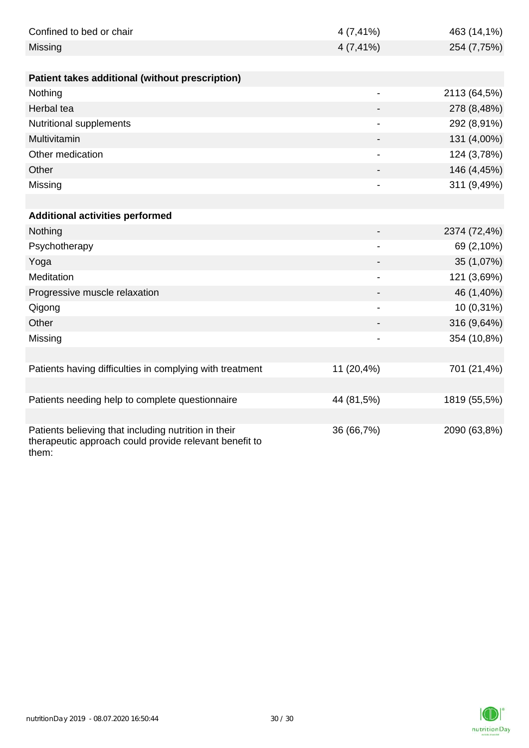| | | |
|---|---|---|
| Confined to bed or chair | 4 (7,41%) | 463 (14,1%) |
| Missing | 4 (7,41%) | 254 (7,75%) |
| | | |
| **Patient takes additional (without prescription)** | | |
| Nothing | - | 2113 (64,5%) |
| Herbal tea | - | 278 (8,48%) |
| Nutritional supplements | - | 292 (8,91%) |
| Multivitamin | - | 131 (4,00%) |
| Other medication | - | 124 (3,78%) |
| Other | - | 146 (4,45%) |
| Missing | - | 311 (9,49%) |
| | | |
| **Additional activities performed** | | |
| Nothing | - | 2374 (72,4%) |
| Psychotherapy | - | 69 (2,10%) |
| Yoga | - | 35 (1,07%) |
| Meditation | - | 121 (3,69%) |
| Progressive muscle relaxation | - | 46 (1,40%) |
| Qigong | - | 10 (0,31%) |
| Other | - | 316 (9,64%) |
| Missing | - | 354 (10,8%) |
| | | |
| Patients having difficulties in complying with treatment | 11 (20,4%) | 701 (21,4%) |
| | | |
| Patients needing help to complete questionnaire | 44 (81,5%) | 1819 (55,5%) |
| | | |
| Patients believing that including nutrition in their therapeutic approach could provide relevant benefit to them: | 36 (66,7%) | 2090 (63,8%) |